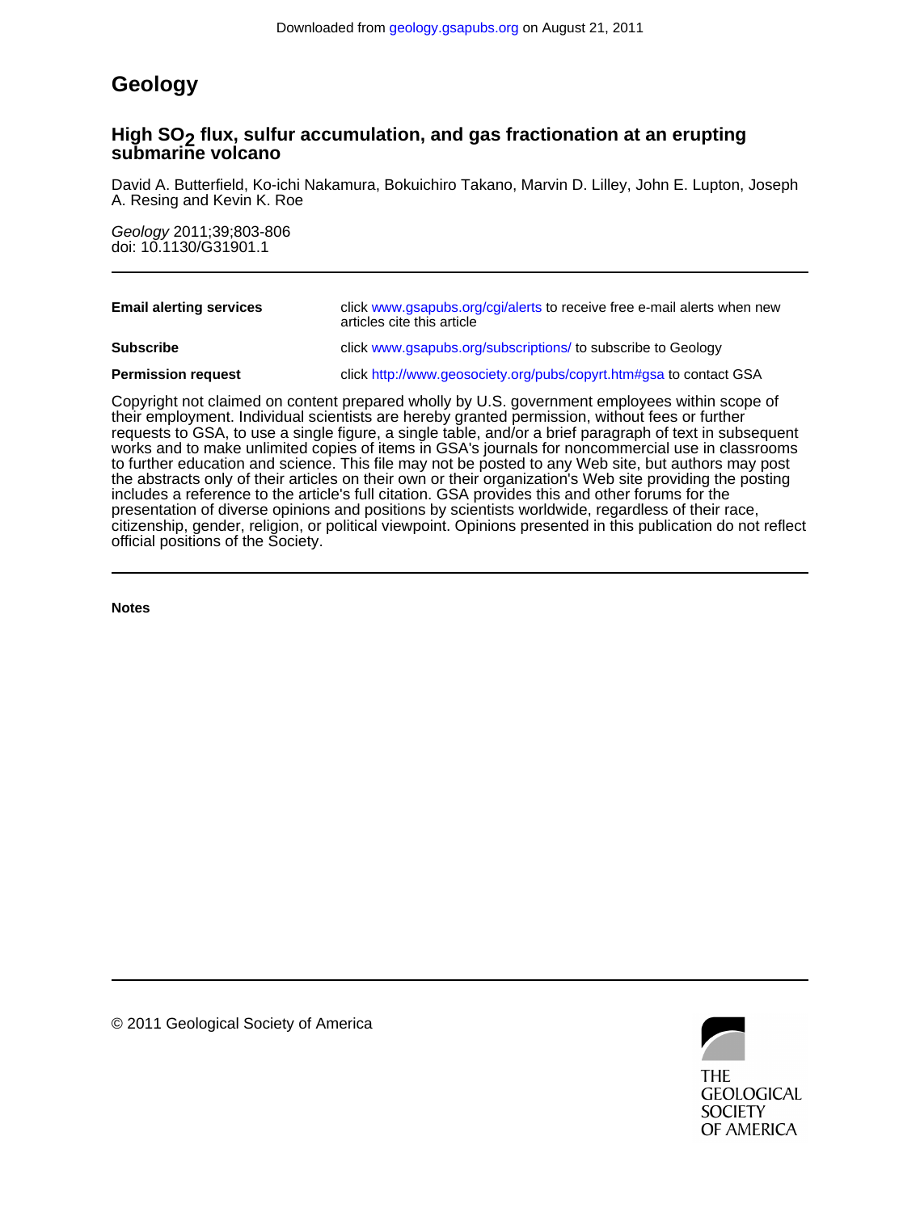Downloaded from geology.gsapubs.org on August 21, 2011

# Geology

## High $SO_2$ flux, sulfur accumulation, and gas fractionation at an erupting submarine volcano

David A. Butterfield, Ko-ichi Nakamura, Bokuichiro Takano, Marvin D. Lilley, John E. Lupton, Joseph A. Resing and Kevin K. Roe

*Geology* 2011;39;803-806
doi: 10.1130/G31901.1

---

| | |
|---|---|
| **Email alerting services** | click www.gsapubs.org/cgi/alerts to receive free e-mail alerts when new articles cite this article |
| **Subscribe** | click www.gsapubs.org/subscriptions/ to subscribe to Geology |
| **Permission request** | click http://www.geosociety.org/pubs/copyrt.htm#gsa to contact GSA |

Copyright not claimed on content prepared wholly by U.S. government employees within scope of their employment. Individual scientists are hereby granted permission, without fees or further requests to GSA, to use a single figure, a single table, and/or a brief paragraph of text in subsequent works and to make unlimited copies of items in GSA's journals for noncommercial use in classrooms to further education and science. This file may not be posted to any Web site, but authors may post the abstracts only of their articles on their own or their organization's Web site providing the posting includes a reference to the article's full citation. GSA provides this and other forums for the presentation of diverse opinions and positions by scientists worldwide, regardless of their race, citizenship, gender, religion, or political viewpoint. Opinions presented in this publication do not reflect official positions of the Society.

---

**Notes**

---

© 2011 Geological Society of America

THE GEOLOGICAL SOCIETY OF AMERICA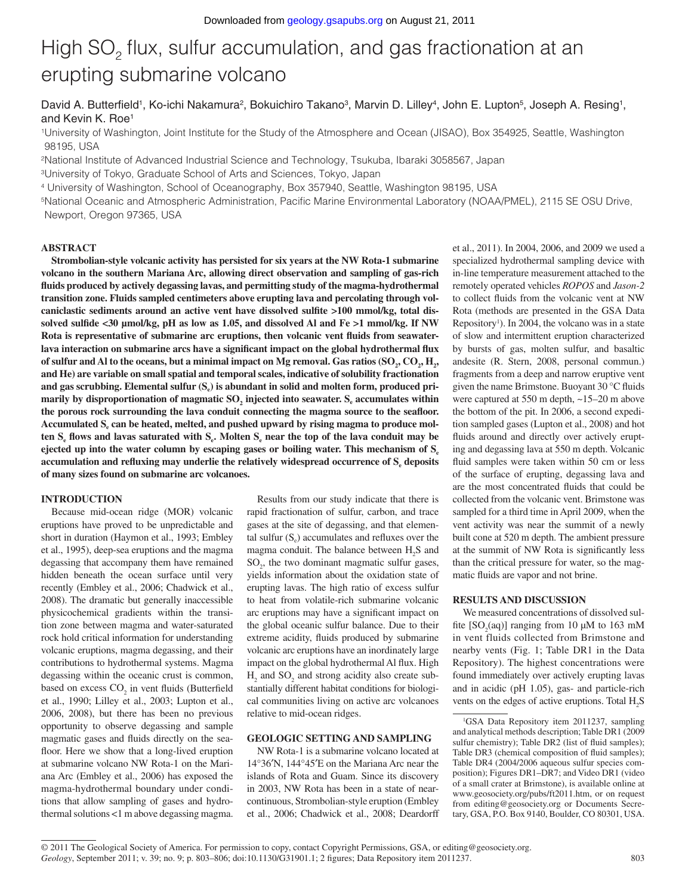# High $SO_2$ flux, sulfur accumulation, and gas fractionation at an erupting submarine volcano

David A. Butterfield[1], Ko-ichi Nakamura[2], Bokuichiro Takano[3], Marvin D. Lilley[4], John E. Lupton[5], Joseph A. Resing[1], and Kevin K. Roe[1]

[1]University of Washington, Joint Institute for the Study of the Atmosphere and Ocean (JISAO), Box 354925, Seattle, Washington 98195, USA

[2]National Institute of Advanced Industrial Science and Technology, Tsukuba, Ibaraki 3058567, Japan

[3]University of Tokyo, Graduate School of Arts and Sciences, Tokyo, Japan

[4]University of Washington, School of Oceanography, Box 357940, Seattle, Washington 98195, USA

[5]National Oceanic and Atmospheric Administration, Pacific Marine Environmental Laboratory (NOAA/PMEL), 2115 SE OSU Drive, Newport, Oregon 97365, USA

## ABSTRACT

**Strombolian-style volcanic activity has persisted for six years at the NW Rota-1 submarine volcano in the southern Mariana Arc, allowing direct observation and sampling of gas-rich fluids produced by actively degassing lavas, and permitting study of the magma-hydrothermal transition zone. Fluids sampled centimeters above erupting lava and percolating through volcaniclastic sediments around an active vent have dissolved sulfite >100 mmol/kg, total dissolved sulfide <30 μmol/kg, pH as low as 1.05, and dissolved Al and Fe >1 mmol/kg. If NW Rota is representative of submarine arc eruptions, then volcanic vent fluids from seawater-lava interaction on submarine arcs have a significant impact on the global hydrothermal flux of sulfur and Al to the oceans, but a minimal impact on Mg removal. Gas ratios ($SO_2$, $CO_2$, $H_2$, and He) are variable on small spatial and temporal scales, indicative of solubility fractionation and gas scrubbing. Elemental sulfur ($S_e$) is abundant in solid and molten form, produced primarily by disproportionation of magmatic $SO_2$ injected into seawater. $S_e$ accumulates within the porous rock surrounding the lava conduit connecting the magma source to the seafloor. Accumulated $S_e$ can be heated, melted, and pushed upward by rising magma to produce molten $S_e$ flows and lavas saturated with $S_e$. Molten $S_e$ near the top of the lava conduit may be ejected up into the water column by escaping gases or boiling water. This mechanism of $S_e$ accumulation and refluxing may underlie the relatively widespread occurrence of $S_e$ deposits of many sizes found on submarine arc volcanoes.**

## INTRODUCTION

Because mid-ocean ridge (MOR) volcanic eruptions have proved to be unpredictable and short in duration (Haymon et al., 1993; Embley et al., 1995), deep-sea eruptions and the magma degassing that accompany them have remained hidden beneath the ocean surface until very recently (Embley et al., 2006; Chadwick et al., 2008). The dramatic but generally inaccessible physicochemical gradients within the transition zone between magma and water-saturated rock hold critical information for understanding volcanic eruptions, magma degassing, and their contributions to hydrothermal systems. Magma degassing within the oceanic crust is common, based on excess $CO_2$ in vent fluids (Butterfield et al., 1990; Lilley et al., 2003; Lupton et al., 2006, 2008), but there has been no previous opportunity to observe degassing and sample magmatic gases and fluids directly on the seafloor. Here we show that a long-lived eruption at submarine volcano NW Rota-1 on the Mariana Arc (Embley et al., 2006) has exposed the magma-hydrothermal boundary under conditions that allow sampling of gases and hydrothermal solutions <1 m above degassing magma.

Results from our study indicate that there is rapid fractionation of sulfur, carbon, and trace gases at the site of degassing, and that elemental sulfur ($S_e$) accumulates and refluxes over the magma conduit. The balance between $H_2S$ and $SO_2$, the two dominant magmatic sulfur gases, yields information about the oxidation state of erupting lavas. The high ratio of excess sulfur to heat from volatile-rich submarine volcanic arc eruptions may have a significant impact on the global oceanic sulfur balance. Due to their extreme acidity, fluids produced by submarine volcanic arc eruptions have an inordinately large impact on the global hydrothermal Al flux. High $H_2$ and $SO_2$ and strong acidity also create substantially different habitat conditions for biological communities living on active arc volcanoes relative to mid-ocean ridges.

## GEOLOGIC SETTING AND SAMPLING

NW Rota-1 is a submarine volcano located at 14°36′N, 144°45′E on the Mariana Arc near the islands of Rota and Guam. Since its discovery in 2003, NW Rota has been in a state of near-continuous, Strombolian-style eruption (Embley et al., 2006; Chadwick et al., 2008; Deardorff et al., 2011). In 2004, 2006, and 2009 we used a specialized hydrothermal sampling device with in-line temperature measurement attached to the remotely operated vehicles *ROPOS* and *Jason-2* to collect fluids from the volcanic vent at NW Rota (methods are presented in the GSA Data Repository[1]). In 2004, the volcano was in a state of slow and intermittent eruption characterized by bursts of gas, molten sulfur, and basaltic andesite (R. Stern, 2008, personal commun.) fragments from a deep and narrow eruptive vent given the name Brimstone. Buoyant 30 °C fluids were captured at 550 m depth, ~15–20 m above the bottom of the pit. In 2006, a second expedition sampled gases (Lupton et al., 2008) and hot fluids around and directly over actively erupting and degassing lava at 550 m depth. Volcanic fluid samples were taken within 50 cm or less of the surface of erupting, degassing lava and are the most concentrated fluids that could be collected from the volcanic vent. Brimstone was sampled for a third time in April 2009, when the vent activity was near the summit of a newly built cone at 520 m depth. The ambient pressure at the summit of NW Rota is significantly less than the critical pressure for water, so the magmatic fluids are vapor and not brine.

## RESULTS AND DISCUSSION

We measured concentrations of dissolved sulfite [$SO_2$(aq)] ranging from 10 μM to 163 mM in vent fluids collected from Brimstone and nearby vents (Fig. 1; Table DR1 in the Data Repository). The highest concentrations were found immediately over actively erupting lavas and in acidic (pH 1.05), gas- and particle-rich vents on the edges of active eruptions. Total $H_2S$

[1]GSA Data Repository item 2011237, sampling and analytical methods description; Table DR1 (2009 sulfur chemistry); Table DR2 (list of fluid samples); Table DR3 (chemical composition of fluid samples); Table DR4 (2004/2006 aqueous sulfur species composition); Figures DR1–DR7; and Video DR1 (video of a small crater at Brimstone), is available online at www.geosociety.org/pubs/ft2011.htm, or on request from editing@geosociety.org or Documents Secretary, GSA, P.O. Box 9140, Boulder, CO 80301, USA.

© 2011 The Geological Society of America. For permission to copy, contact Copyright Permissions, GSA, or editing@geosociety.org.
*Geology*, September 2011; v. 39; no. 9; p. 803–806; doi:10.1130/G31901.1; 2 figures; Data Repository item 2011237.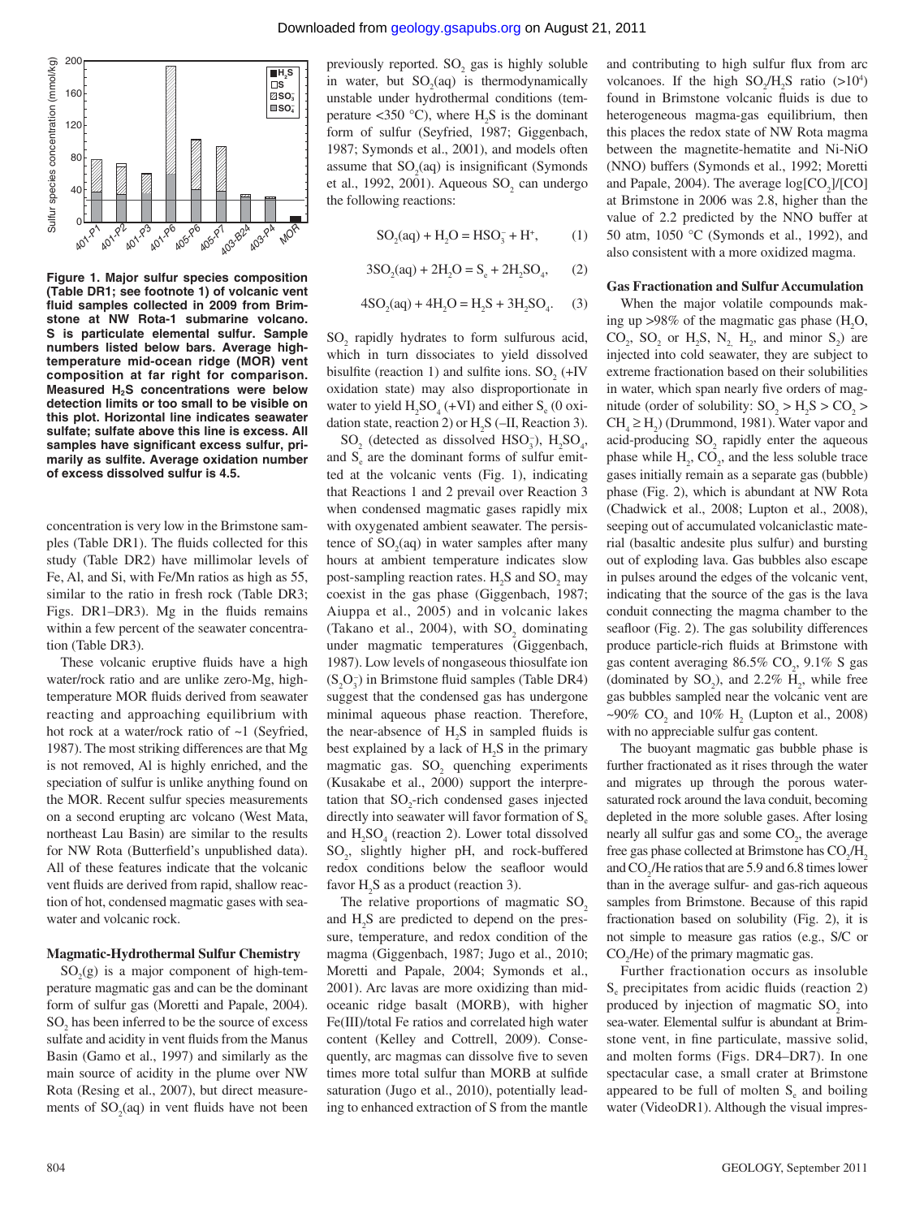**Figure 1. Major sulfur species composition (Table DR1; see footnote 1) of volcanic vent fluid samples collected in 2009 from Brimstone at NW Rota-1 submarine volcano. S is particulate elemental sulfur. Sample numbers listed below bars. Average high-temperature mid-ocean ridge (MOR) vent composition at far right for comparison. Measured $H_2S$ concentrations were below detection limits or too small to be visible on this plot. Horizontal line indicates seawater sulfate; sulfate above this line is excess. All samples have significant excess sulfur, primarily as sulfite. Average oxidation number of excess dissolved sulfur is 4.5.**

concentration is very low in the Brimstone samples (Table DR1). The fluids collected for this study (Table DR2) have millimolar levels of Fe, Al, and Si, with Fe/Mn ratios as high as 55, similar to the ratio in fresh rock (Table DR3; Figs. DR1–DR3). Mg in the fluids remains within a few percent of the seawater concentration (Table DR3).

These volcanic eruptive fluids have a high water/rock ratio and are unlike zero-Mg, high-temperature MOR fluids derived from seawater reacting and approaching equilibrium with hot rock at a water/rock ratio of ~1 (Seyfried, 1987). The most striking differences are that Mg is not removed, Al is highly enriched, and the speciation of sulfur is unlike anything found on the MOR. Recent sulfur species measurements on a second erupting arc volcano (West Mata, northeast Lau Basin) are similar to the results for NW Rota (Butterfield's unpublished data). All of these features indicate that the volcanic vent fluids are derived from rapid, shallow reaction of hot, condensed magmatic gases with seawater and volcanic rock.

### Magmatic-Hydrothermal Sulfur Chemistry

$SO_2(g)$ is a major component of high-temperature magmatic gas and can be the dominant form of sulfur gas (Moretti and Papale, 2004). $SO_2$ has been inferred to be the source of excess sulfate and acidity in vent fluids from the Manus Basin (Gamo et al., 1997) and similarly as the main source of acidity in the plume over NW Rota (Resing et al., 2007), but direct measurements of $SO_2(aq)$ in vent fluids have not been previously reported. $SO_2$ gas is highly soluble in water, but $SO_2(aq)$ is thermodynamically unstable under hydrothermal conditions (temperature <350 °C), where $H_2S$ is the dominant form of sulfur (Seyfried, 1987; Giggenbach, 1987; Symonds et al., 2001), and models often assume that $SO_2(aq)$ is insignificant (Symonds et al., 1992, 2001). Aqueous $SO_2$ can undergo the following reactions:

$$SO_2(aq) + H_2O = HSO_3^- + H^+, \quad (1)$$

$$3SO_2(aq) + 2H_2O = S_e + 2H_2SO_4, \quad (2)$$

$$4SO_2(aq) + 4H_2O = H_2S + 3H_2SO_4. \quad (3)$$

$SO_2$ rapidly hydrates to form sulfurous acid, which in turn dissociates to yield dissolved bisulfite (reaction 1) and sulfite ions. $SO_2$ (+IV oxidation state) may also disproportionate in water to yield $H_2SO_4$ (+VI) and either $S_e$ (0 oxidation state, reaction 2) or $H_2S$ (–II, Reaction 3).

$SO_2$ (detected as dissolved $HSO_3^-$), $H_2SO_4$, and $S_e$ are the dominant forms of sulfur emitted at the volcanic vents (Fig. 1), indicating that Reactions 1 and 2 prevail over Reaction 3 when condensed magmatic gases rapidly mix with oxygenated ambient seawater. The persistence of $SO_2(aq)$ in water samples after many hours at ambient temperature indicates slow post-sampling reaction rates. $H_2S$ and $SO_2$ may coexist in the gas phase (Giggenbach, 1987; Aiuppa et al., 2005) and in volcanic lakes (Takano et al., 2004), with $SO_2$ dominating under magmatic temperatures (Giggenbach, 1987). Low levels of nongaseous thiosulfate ion ($S_2O_3^-$) in Brimstone fluid samples (Table DR4) suggest that the condensed gas has undergone minimal aqueous phase reaction. Therefore, the near-absence of $H_2S$ in sampled fluids is best explained by a lack of $H_2S$ in the primary magmatic gas. $SO_2$ quenching experiments (Kusakabe et al., 2000) support the interpretation that $SO_2$-rich condensed gases injected directly into seawater will favor formation of $S_e$ and $H_2SO_4$ (reaction 2). Lower total dissolved $SO_2$, slightly higher pH, and rock-buffered redox conditions below the seafloor would favor $H_2S$ as a product (reaction 3).

The relative proportions of magmatic $SO_2$ and $H_2S$ are predicted to depend on the pressure, temperature, and redox condition of the magma (Giggenbach, 1987; Jugo et al., 2010; Moretti and Papale, 2004; Symonds et al., 2001). Arc lavas are more oxidizing than mid-oceanic ridge basalt (MORB), with higher Fe(III)/total Fe ratios and correlated high water content (Kelley and Cottrell, 2009). Consequently, arc magmas can dissolve five to seven times more total sulfur than MORB at sulfide saturation (Jugo et al., 2010), potentially leading to enhanced extraction of S from the mantle and contributing to high sulfur flux from arc volcanoes. If the high $SO_2/H_2S$ ratio (>$10^4$) found in Brimstone volcanic fluids is due to heterogeneous magma-gas equilibrium, then this places the redox state of NW Rota magma between the magnetite-hematite and Ni-NiO (NNO) buffers (Symonds et al., 1992; Moretti and Papale, 2004). The average log[$CO_2$]/[CO] at Brimstone in 2006 was 2.8, higher than the value of 2.2 predicted by the NNO buffer at 50 atm, 1050 °C (Symonds et al., 1992), and also consistent with a more oxidized magma.

### Gas Fractionation and Sulfur Accumulation

When the major volatile compounds making up >98% of the magmatic gas phase ($H_2O$, $CO_2$, $SO_2$ or $H_2S$, $N_2$, $H_2$, and minor $S_2$) are injected into cold seawater, they are subject to extreme fractionation based on their solubilities in water, which span nearly five orders of magnitude (order of solubility: $SO_2$ > $H_2S$ > $CO_2$ > $CH_4$ ≥ $H_2$) (Drummond, 1981). Water vapor and acid-producing $SO_2$ rapidly enter the aqueous phase while $H_2$, $CO_2$, and the less soluble trace gases initially remain as a separate gas (bubble) phase (Fig. 2), which is abundant at NW Rota (Chadwick et al., 2008; Lupton et al., 2008), seeping out of accumulated volcaniclastic material (basaltic andesite plus sulfur) and bursting out of exploding lava. Gas bubbles also escape in pulses around the edges of the volcanic vent, indicating that the source of the gas is the lava conduit connecting the magma chamber to the seafloor (Fig. 2). The gas solubility differences produce particle-rich fluids at Brimstone with gas content averaging 86.5% $CO_2$, 9.1% S gas (dominated by $SO_2$), and 2.2% $H_2$, while free gas bubbles sampled near the volcanic vent are ~90% $CO_2$ and 10% $H_2$ (Lupton et al., 2008) with no appreciable sulfur gas content.

The buoyant magmatic gas bubble phase is further fractionated as it rises through the water and migrates up through the porous water-saturated rock around the lava conduit, becoming depleted in the more soluble gases. After losing nearly all sulfur gas and some $CO_2$, the average free gas phase collected at Brimstone has $CO_2/H_2$ and $CO_2$/He ratios that are 5.9 and 6.8 times lower than in the average sulfur- and gas-rich aqueous samples from Brimstone. Because of this rapid fractionation based on solubility (Fig. 2), it is not simple to measure gas ratios (e.g., S/C or $CO_2$/He) of the primary magmatic gas.

Further fractionation occurs as insoluble $S_e$ precipitates from acidic fluids (reaction 2) produced by injection of magmatic $SO_2$ into sea-water. Elemental sulfur is abundant at Brimstone vent, in fine particulate, massive solid, and molten forms (Figs. DR4–DR7). In one spectacular case, a small crater at Brimstone appeared to be full of molten $S_e$ and boiling water (VideoDR1). Although the visual impres-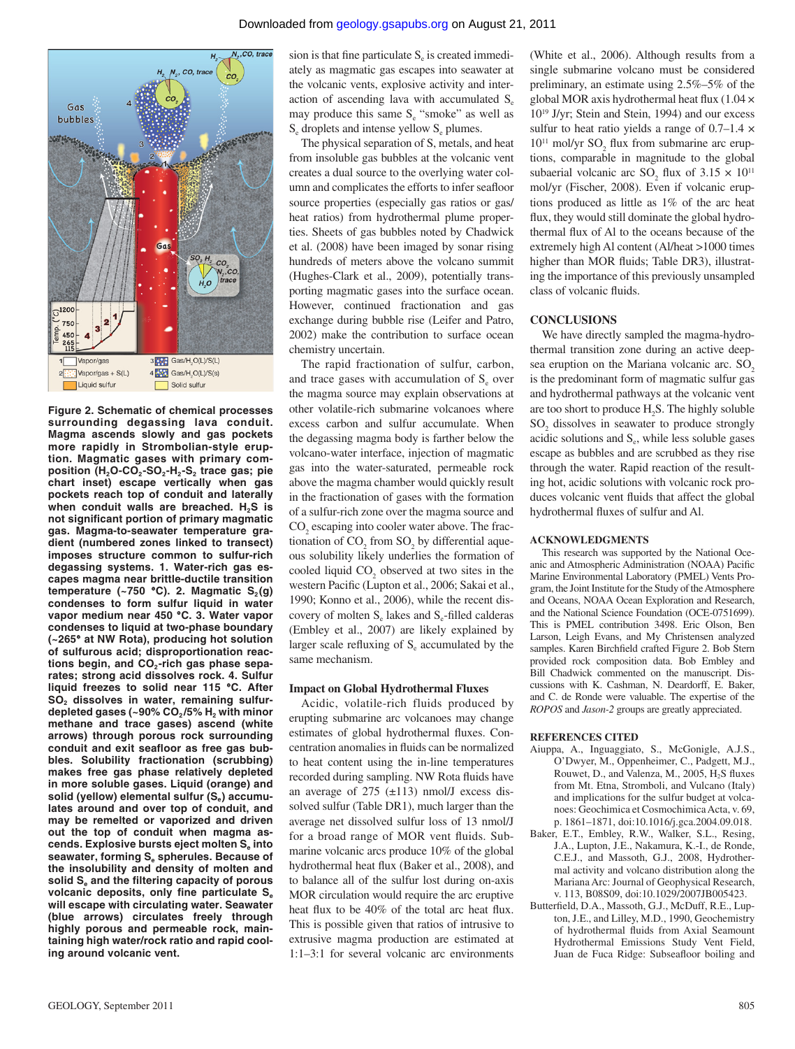Downloaded from geology.gsapubs.org on August 21, 2011

**Figure 2. Schematic of chemical processes surrounding degassing lava conduit. Magma ascends slowly and gas pockets more rapidly in Strombolian-style eruption. Magmatic gases with primary composition ($H_2O$-$CO_2$-$SO_2$-$H_2$-$S_2$ trace gas; pie chart inset) escape vertically when gas pockets reach top of conduit and laterally when conduit walls are breached. $H_2S$ is not significant portion of primary magmatic gas. Magma-to-seawater temperature gradient (numbered zones linked to transect) imposes structure common to sulfur-rich degassing systems. 1. Water-rich gas escapes magma near brittle-ductile transition temperature (~750 °C). 2. Magmatic $S_2$(g) condenses to form sulfur liquid in water vapor medium near 450 °C. 3. Water vapor condenses to liquid at two-phase boundary (~265° at NW Rota), producing hot solution of sulfurous acid; disproportionation reactions begin, and $CO_2$-rich gas phase separates; strong acid dissolves rock. 4. Sulfur liquid freezes to solid near 115 °C. After $SO_2$ dissolves in water, remaining sulfur-depleted gases (~90% $CO_2$/5% $H_2$ with minor methane and trace gases) ascend (white arrows) through porous rock surrounding conduit and exit seafloor as free gas bubbles. Solubility fractionation (scrubbing) makes free gas phase relatively depleted in more soluble gases. Liquid (orange) and solid (yellow) elemental sulfur ($S_e$) accumulates around and over top of conduit, and may be remelted or vaporized and driven out the top of conduit when magma ascends. Explosive bursts eject molten $S_e$ into seawater, forming $S_e$ spherules. Because of the insolubility and density of molten and solid $S_e$ and the filtering capacity of porous volcanic deposits, only fine particulate $S_e$ will escape with circulating water. Seawater (blue arrows) circulates freely through highly porous and permeable rock, maintaining high water/rock ratio and rapid cooling around volcanic vent.**

sion is that fine particulate $S_e$ is created immediately as magmatic gas escapes into seawater at the volcanic vents, explosive activity and interaction of ascending lava with accumulated $S_e$ may produce this same $S_e$ "smoke" as well as $S_e$ droplets and intense yellow $S_e$ plumes.

The physical separation of S, metals, and heat from insoluble gas bubbles at the volcanic vent creates a dual source to the overlying water column and complicates the efforts to infer seafloor source properties (especially gas ratios or gas/heat ratios) from hydrothermal plume properties. Sheets of gas bubbles noted by Chadwick et al. (2008) have been imaged by sonar rising hundreds of meters above the volcano summit (Hughes-Clark et al., 2009), potentially transporting magmatic gases into the surface ocean. However, continued fractionation and gas exchange during bubble rise (Leifer and Patro, 2002) make the contribution to surface ocean chemistry uncertain.

The rapid fractionation of sulfur, carbon, and trace gases with accumulation of $S_e$ over the magma source may explain observations at other volatile-rich submarine volcanoes where excess carbon and sulfur accumulate. When the degassing magma body is farther below the volcano-water interface, injection of magmatic gas into the water-saturated, permeable rock above the magma chamber would quickly result in the fractionation of gases with the formation of a sulfur-rich zone over the magma source and $CO_2$ escaping into cooler water above. The fractionation of $CO_2$ from $SO_2$ by differential aqueous solubility likely underlies the formation of cooled liquid $CO_2$ observed at two sites in the western Pacific (Lupton et al., 2006; Sakai et al., 1990; Konno et al., 2006), while the recent discovery of molten $S_e$ lakes and $S_e$-filled calderas (Embley et al., 2007) are likely explained by larger scale refluxing of $S_e$ accumulated by the same mechanism.

### Impact on Global Hydrothermal Fluxes

Acidic, volatile-rich fluids produced by erupting submarine arc volcanoes may change estimates of global hydrothermal fluxes. Concentration anomalies in fluids can be normalized to heat content using the in-line temperatures recorded during sampling. NW Rota fluids have an average of 275 (±113) nmol/J excess dissolved sulfur (Table DR1), much larger than the average net dissolved sulfur loss of 13 nmol/J for a broad range of MOR vent fluids. Submarine volcanic arcs produce 10% of the global hydrothermal heat flux (Baker et al., 2008), and to balance all of the sulfur lost during on-axis MOR circulation would require the arc eruptive heat flux to be 40% of the total arc heat flux. This is possible given that ratios of intrusive to extrusive magma production are estimated at 1:1–3:1 for several volcanic arc environments (White et al., 2006). Although results from a single submarine volcano must be considered preliminary, an estimate using 2.5%–5% of the global MOR axis hydrothermal heat flux ($1.04 \times 10^{19}$ J/yr; Stein and Stein, 1994) and our excess sulfur to heat ratio yields a range of $0.7–1.4 \times 10^{11}$ mol/yr $SO_2$ flux from submarine arc eruptions, comparable in magnitude to the global subaerial volcanic arc $SO_2$ flux of $3.15 \times 10^{11}$ mol/yr (Fischer, 2008). Even if volcanic eruptions produced as little as 1% of the arc heat flux, they would still dominate the global hydrothermal flux of Al to the oceans because of the extremely high Al content (Al/heat >1000 times higher than MOR fluids; Table DR3), illustrating the importance of this previously unsampled class of volcanic fluids.

## CONCLUSIONS

We have directly sampled the magma-hydrothermal transition zone during an active deep-sea eruption on the Mariana volcanic arc. $SO_2$ is the predominant form of magmatic sulfur gas and hydrothermal pathways at the volcanic vent are too short to produce $H_2S$. The highly soluble $SO_2$ dissolves in seawater to produce strongly acidic solutions and $S_e$, while less soluble gases escape as bubbles and are scrubbed as they rise through the water. Rapid reaction of the resulting hot, acidic solutions with volcanic rock produces volcanic vent fluids that affect the global hydrothermal fluxes of sulfur and Al.

## ACKNOWLEDGMENTS

This research was supported by the National Oceanic and Atmospheric Administration (NOAA) Pacific Marine Environmental Laboratory (PMEL) Vents Program, the Joint Institute for the Study of the Atmosphere and Oceans, NOAA Ocean Exploration and Research, and the National Science Foundation (OCE-0751699). This is PMEL contribution 3498. Eric Olson, Ben Larson, Leigh Evans, and My Christensen analyzed samples. Karen Birchfield crafted Figure 2. Bob Stern provided rock composition data. Bob Embley and Bill Chadwick commented on the manuscript. Discussions with K. Cashman, N. Deardorff, E. Baker, and C. de Ronde were valuable. The expertise of the *ROPOS* and *Jason-2* groups are greatly appreciated.

## REFERENCES CITED

Aiuppa, A., Inguaggiato, S., McGonigle, A.J.S., O'Dwyer, M., Oppenheimer, C., Padgett, M.J., Rouwet, D., and Valenza, M., 2005, $H_2S$ fluxes from Mt. Etna, Stromboli, and Vulcano (Italy) and implications for the sulfur budget at volcanoes: Geochimica et Cosmochimica Acta, v. 69, p. 1861–1871, doi:10.1016/j.gca.2004.09.018.

Baker, E.T., Embley, R.W., Walker, S.L., Resing, J.A., Lupton, J.E., Nakamura, K.-I., de Ronde, C.E.J., and Massoth, G.J., 2008, Hydrothermal activity and volcano distribution along the Mariana Arc: Journal of Geophysical Research, v. 113, B08S09, doi:10.1029/2007JB005423.

Butterfield, D.A., Massoth, G.J., McDuff, R.E., Lupton, J.E., and Lilley, M.D., 1990, Geochemistry of hydrothermal fluids from Axial Seamount Hydrothermal Emissions Study Vent Field, Juan de Fuca Ridge: Subseafloor boiling and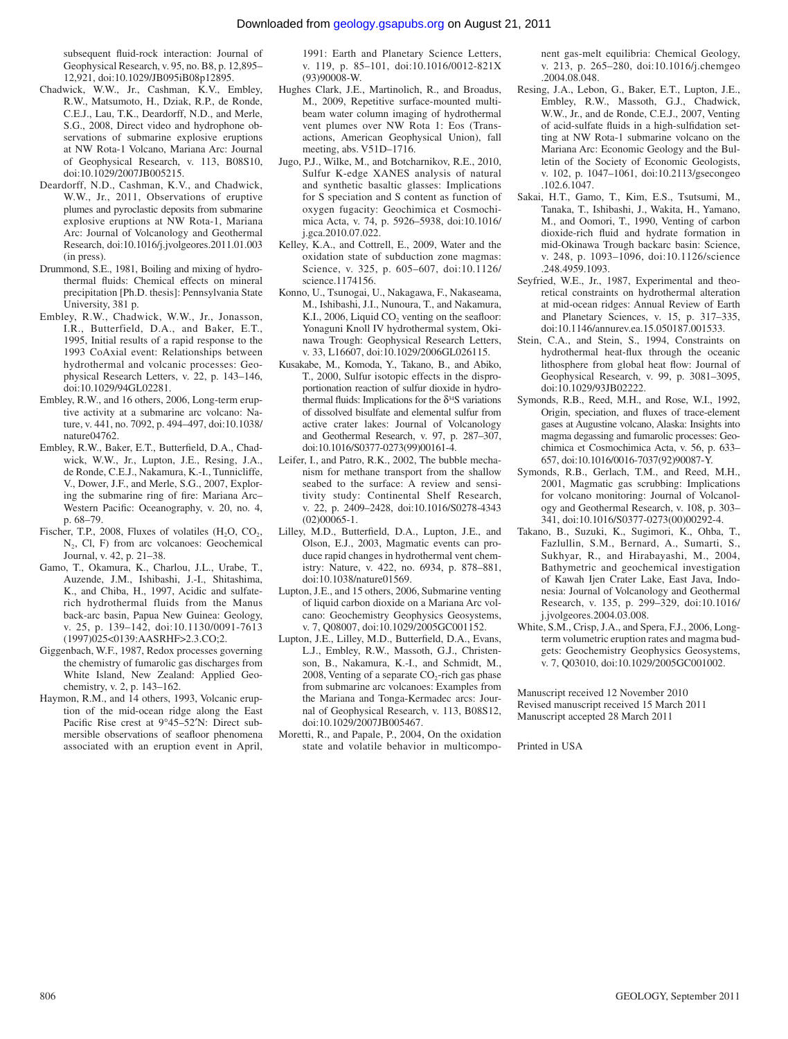subsequent fluid-rock interaction: Journal of Geophysical Research, v. 95, no. B8, p. 12,895–12,921, doi:10.1029/JB095iB08p12895.

Chadwick, W.W., Jr., Cashman, K.V., Embley, R.W., Matsumoto, H., Dziak, R.P., de Ronde, C.E.J., Lau, T.K., Deardorff, N.D., and Merle, S.G., 2008, Direct video and hydrophone observations of submarine explosive eruptions at NW Rota-1 Volcano, Mariana Arc: Journal of Geophysical Research, v. 113, B08S10, doi:10.1029/2007JB005215.

Deardorff, N.D., Cashman, K.V., and Chadwick, W.W., Jr., 2011, Observations of eruptive plumes and pyroclastic deposits from submarine explosive eruptions at NW Rota-1, Mariana Arc: Journal of Volcanology and Geothermal Research, doi:10.1016/j.jvolgeores.2011.01.003 (in press).

Drummond, S.E., 1981, Boiling and mixing of hydrothermal fluids: Chemical effects on mineral precipitation [Ph.D. thesis]: Pennsylvania State University, 381 p.

Embley, R.W., Chadwick, W.W., Jr., Jonasson, I.R., Butterfield, D.A., and Baker, E.T., 1995, Initial results of a rapid response to the 1993 CoAxial event: Relationships between hydrothermal and volcanic processes: Geophysical Research Letters, v. 22, p. 143–146, doi:10.1029/94GL02281.

Embley, R.W., and 16 others, 2006, Long-term eruptive activity at a submarine arc volcano: Nature, v. 441, no. 7092, p. 494–497, doi:10.1038/nature04762.

Embley, R.W., Baker, E.T., Butterfield, D.A., Chadwick, W.W., Jr., Lupton, J.E., Resing, J.A., de Ronde, C.E.J., Nakamura, K.-I., Tunnicliffe, V., Dower, J.F., and Merle, S.G., 2007, Exploring the submarine ring of fire: Mariana Arc–Western Pacific: Oceanography, v. 20, no. 4, p. 68–79.

Fischer, T.P., 2008, Fluxes of volatiles ($H_2O$, $CO_2$, $N_2$, Cl, F) from arc volcanoes: Geochemical Journal, v. 42, p. 21–38.

Gamo, T., Okamura, K., Charlou, J.L., Urabe, T., Auzende, J.M., Ishibashi, J.-I., Shitashima, K., and Chiba, H., 1997, Acidic and sulfate-rich hydrothermal fluids from the Manus back-arc basin, Papua New Guinea: Geology, v. 25, p. 139–142, doi:10.1130/0091-7613(1997)025<0139:AASRHF>2.3.CO;2.

Giggenbach, W.F., 1987, Redox processes governing the chemistry of fumarolic gas discharges from White Island, New Zealand: Applied Geochemistry, v. 2, p. 143–162.

Haymon, R.M., and 14 others, 1993, Volcanic eruption of the mid-ocean ridge along the East Pacific Rise crest at 9°45–52′N: Direct submersible observations of seafloor phenomena associated with an eruption event in April, 1991: Earth and Planetary Science Letters, v. 119, p. 85–101, doi:10.1016/0012-821X(93)90008-W.

Hughes Clark, J.E., Martinolich, R., and Broadus, M., 2009, Repetitive surface-mounted multibeam water column imaging of hydrothermal vent plumes over NW Rota 1: Eos (Transactions, American Geophysical Union), fall meeting, abs. V51D–1716.

Jugo, P.J., Wilke, M., and Botcharnikov, R.E., 2010, Sulfur K-edge XANES analysis of natural and synthetic basaltic glasses: Implications for S speciation and S content as function of oxygen fugacity: Geochimica et Cosmochimica Acta, v. 74, p. 5926–5938, doi:10.1016/j.gca.2010.07.022.

Kelley, K.A., and Cottrell, E., 2009, Water and the oxidation state of subduction zone magmas: Science, v. 325, p. 605–607, doi:10.1126/science.1174156.

Konno, U., Tsunogai, U., Nakagawa, F., Nakaseama, M., Ishibashi, J.I., Nunoura, T., and Nakamura, K.I., 2006, Liquid $CO_2$ venting on the seafloor: Yonaguni Knoll IV hydrothermal system, Okinawa Trough: Geophysical Research Letters, v. 33, L16607, doi:10.1029/2006GL026115.

Kusakabe, M., Komoda, Y., Takano, B., and Abiko, T., 2000, Sulfur isotopic effects in the disproportionation reaction of sulfur dioxide in hydrothermal fluids: Implications for the $\delta^{34}S$ variations of dissolved bisulfate and elemental sulfur from active crater lakes: Journal of Volcanology and Geothermal Research, v. 97, p. 287–307, doi:10.1016/S0377-0273(99)00161-4.

Leifer, I., and Patro, R.K., 2002, The bubble mechanism for methane transport from the shallow seabed to the surface: A review and sensitivity study: Continental Shelf Research, v. 22, p. 2409–2428, doi:10.1016/S0278-4343(02)00065-1.

Lilley, M.D., Butterfield, D.A., Lupton, J.E., and Olson, E.J., 2003, Magmatic events can produce rapid changes in hydrothermal vent chemistry: Nature, v. 422, no. 6934, p. 878–881, doi:10.1038/nature01569.

Lupton, J.E., and 15 others, 2006, Submarine venting of liquid carbon dioxide on a Mariana Arc volcano: Geochemistry Geophysics Geosystems, v. 7, Q08007, doi:10.1029/2005GC001152.

Lupton, J.E., Lilley, M.D., Butterfield, D.A., Evans, L.J., Embley, R.W., Massoth, G.J., Christenson, B., Nakamura, K.-I., and Schmidt, M., 2008, Venting of a separate $CO_2$-rich gas phase from submarine arc volcanoes: Examples from the Mariana and Tonga-Kermadec arcs: Journal of Geophysical Research, v. 113, B08S12, doi:10.1029/2007JB005467.

Moretti, R., and Papale, P., 2004, On the oxidation state and volatile behavior in multicomponent gas-melt equilibria: Chemical Geology, v. 213, p. 265–280, doi:10.1016/j.chemgeo.2004.08.048.

Resing, J.A., Lebon, G., Baker, E.T., Lupton, J.E., Embley, R.W., Massoth, G.J., Chadwick, W.W., Jr., and de Ronde, C.E.J., 2007, Venting of acid-sulfate fluids in a high-sulfidation setting at NW Rota-1 submarine volcano on the Mariana Arc: Economic Geology and the Bulletin of the Society of Economic Geologists, v. 102, p. 1047–1061, doi:10.2113/gsecongeo.102.6.1047.

Sakai, H.T., Gamo, T., Kim, E.S., Tsutsumi, M., Tanaka, T., Ishibashi, J., Wakita, H., Yamano, M., and Oomori, T., 1990, Venting of carbon dioxide-rich fluid and hydrate formation in mid-Okinawa Trough backarc basin: Science, v. 248, p. 1093–1096, doi:10.1126/science.248.4959.1093.

Seyfried, W.E., Jr., 1987, Experimental and theoretical constraints on hydrothermal alteration at mid-ocean ridges: Annual Review of Earth and Planetary Sciences, v. 15, p. 317–335, doi:10.1146/annurev.ea.15.050187.001533.

Stein, C.A., and Stein, S., 1994, Constraints on hydrothermal heat-flux through the oceanic lithosphere from global heat flow: Journal of Geophysical Research, v. 99, p. 3081–3095, doi:10.1029/93JB02222.

Symonds, R.B., Reed, M.H., and Rose, W.I., 1992, Origin, speciation, and fluxes of trace-element gases at Augustine volcano, Alaska: Insights into magma degassing and fumarolic processes: Geochimica et Cosmochimica Acta, v. 56, p. 633–657, doi:10.1016/0016-7037(92)90087-Y.

Symonds, R.B., Gerlach, T.M., and Reed, M.H., 2001, Magmatic gas scrubbing: Implications for volcano monitoring: Journal of Volcanology and Geothermal Research, v. 108, p. 303–341, doi:10.1016/S0377-0273(00)00292-4.

Takano, B., Suzuki, K., Sugimori, K., Ohba, T., Fazlullin, S.M., Bernard, A., Sumarti, S., Sukhyar, R., and Hirabayashi, M., 2004, Bathymetric and geochemical investigation of Kawah Ijen Crater Lake, East Java, Indonesia: Journal of Volcanology and Geothermal Research, v. 135, p. 299–329, doi:10.1016/j.jvolgeores.2004.03.008.

White, S.M., Crisp, J.A., and Spera, F.J., 2006, Long-term volumetric eruption rates and magma budgets: Geochemistry Geophysics Geosystems, v. 7, Q03010, doi:10.1029/2005GC001002.

Manuscript received 12 November 2010
Revised manuscript received 15 March 2011
Manuscript accepted 28 March 2011

Printed in USA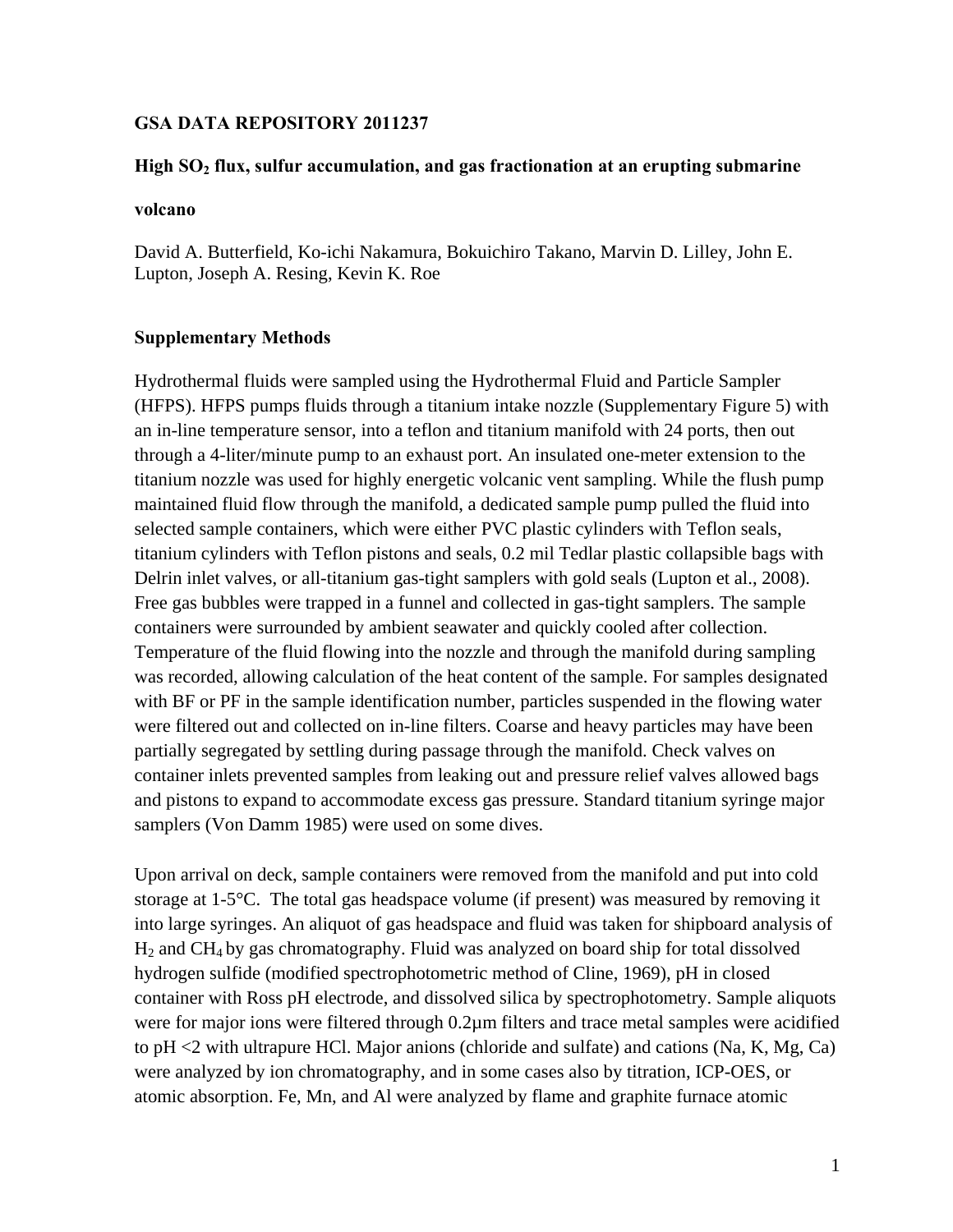**GSA DATA REPOSITORY 2011237**

**High $SO_2$ flux, sulfur accumulation, and gas fractionation at an erupting submarine volcano**

David A. Butterfield, Ko-ichi Nakamura, Bokuichiro Takano, Marvin D. Lilley, John E. Lupton, Joseph A. Resing, Kevin K. Roe

## Supplementary Methods

Hydrothermal fluids were sampled using the Hydrothermal Fluid and Particle Sampler (HFPS). HFPS pumps fluids through a titanium intake nozzle (Supplementary Figure 5) with an in-line temperature sensor, into a teflon and titanium manifold with 24 ports, then out through a 4-liter/minute pump to an exhaust port. An insulated one-meter extension to the titanium nozzle was used for highly energetic volcanic vent sampling. While the flush pump maintained fluid flow through the manifold, a dedicated sample pump pulled the fluid into selected sample containers, which were either PVC plastic cylinders with Teflon seals, titanium cylinders with Teflon pistons and seals, 0.2 mil Tedlar plastic collapsible bags with Delrin inlet valves, or all-titanium gas-tight samplers with gold seals (Lupton et al., 2008). Free gas bubbles were trapped in a funnel and collected in gas-tight samplers. The sample containers were surrounded by ambient seawater and quickly cooled after collection. Temperature of the fluid flowing into the nozzle and through the manifold during sampling was recorded, allowing calculation of the heat content of the sample. For samples designated with BF or PF in the sample identification number, particles suspended in the flowing water were filtered out and collected on in-line filters. Coarse and heavy particles may have been partially segregated by settling during passage through the manifold. Check valves on container inlets prevented samples from leaking out and pressure relief valves allowed bags and pistons to expand to accommodate excess gas pressure. Standard titanium syringe major samplers (Von Damm 1985) were used on some dives.

Upon arrival on deck, sample containers were removed from the manifold and put into cold storage at 1-5°C. The total gas headspace volume (if present) was measured by removing it into large syringes. An aliquot of gas headspace and fluid was taken for shipboard analysis of $H_2$ and $CH_4$ by gas chromatography. Fluid was analyzed on board ship for total dissolved hydrogen sulfide (modified spectrophotometric method of Cline, 1969), pH in closed container with Ross pH electrode, and dissolved silica by spectrophotometry. Sample aliquots were for major ions were filtered through 0.2µm filters and trace metal samples were acidified to pH <2 with ultrapure HCl. Major anions (chloride and sulfate) and cations (Na, K, Mg, Ca) were analyzed by ion chromatography, and in some cases also by titration, ICP-OES, or atomic absorption. Fe, Mn, and Al were analyzed by flame and graphite furnace atomic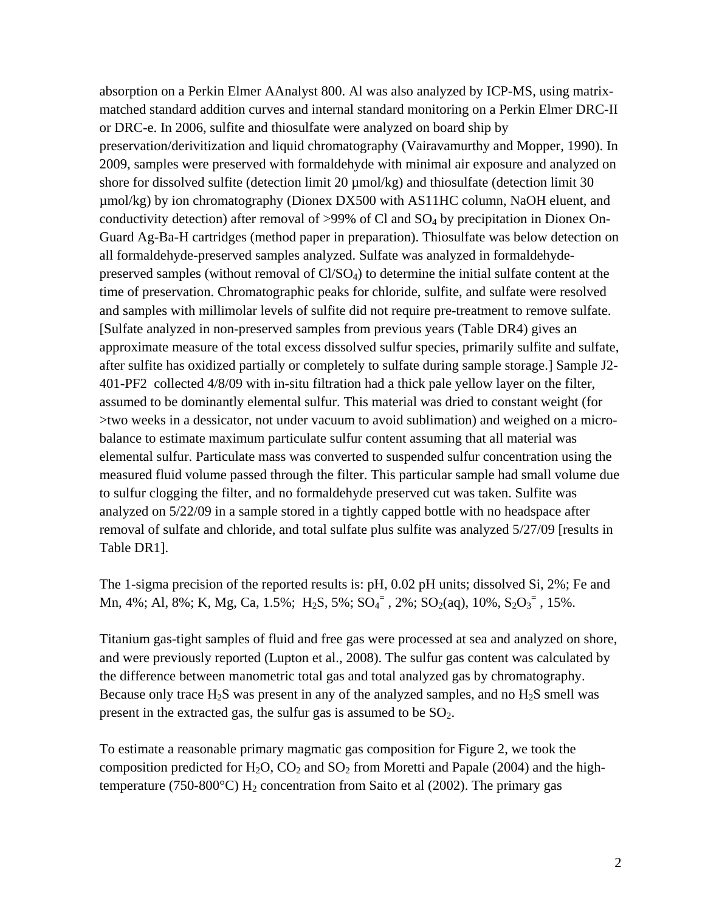absorption on a Perkin Elmer AAnalyst 800. Al was also analyzed by ICP-MS, using matrix-matched standard addition curves and internal standard monitoring on a Perkin Elmer DRC-II or DRC-e. In 2006, sulfite and thiosulfate were analyzed on board ship by preservation/derivitization and liquid chromatography (Vairavamurthy and Mopper, 1990). In 2009, samples were preserved with formaldehyde with minimal air exposure and analyzed on shore for dissolved sulfite (detection limit 20 µmol/kg) and thiosulfate (detection limit 30 µmol/kg) by ion chromatography (Dionex DX500 with AS11HC column, NaOH eluent, and conductivity detection) after removal of >99% of Cl and $SO_4$ by precipitation in Dionex On-Guard Ag-Ba-H cartridges (method paper in preparation). Thiosulfate was below detection on all formaldehyde-preserved samples analyzed. Sulfate was analyzed in formaldehyde-preserved samples (without removal of $Cl/SO_4$) to determine the initial sulfate content at the time of preservation. Chromatographic peaks for chloride, sulfite, and sulfate were resolved and samples with millimolar levels of sulfite did not require pre-treatment to remove sulfate. [Sulfate analyzed in non-preserved samples from previous years (Table DR4) gives an approximate measure of the total excess dissolved sulfur species, primarily sulfite and sulfate, after sulfite has oxidized partially or completely to sulfate during sample storage.] Sample J2-401-PF2 collected 4/8/09 with in-situ filtration had a thick pale yellow layer on the filter, assumed to be dominantly elemental sulfur. This material was dried to constant weight (for >two weeks in a dessicator, not under vacuum to avoid sublimation) and weighed on a micro-balance to estimate maximum particulate sulfur content assuming that all material was elemental sulfur. Particulate mass was converted to suspended sulfur concentration using the measured fluid volume passed through the filter. This particular sample had small volume due to sulfur clogging the filter, and no formaldehyde preserved cut was taken. Sulfite was analyzed on 5/22/09 in a sample stored in a tightly capped bottle with no headspace after removal of sulfate and chloride, and total sulfate plus sulfite was analyzed 5/27/09 [results in Table DR1].

The 1-sigma precision of the reported results is: pH, 0.02 pH units; dissolved Si, 2%; Fe and Mn, 4%; Al, 8%; K, Mg, Ca, 1.5%; $H_2S$, 5%; $SO_4^{=}$, 2%; $SO_2(aq)$, 10%, $S_2O_3^{=}$, 15%.

Titanium gas-tight samples of fluid and free gas were processed at sea and analyzed on shore, and were previously reported (Lupton et al., 2008). The sulfur gas content was calculated by the difference between manometric total gas and total analyzed gas by chromatography. Because only trace $H_2S$ was present in any of the analyzed samples, and no $H_2S$ smell was present in the extracted gas, the sulfur gas is assumed to be $SO_2$.

To estimate a reasonable primary magmatic gas composition for Figure 2, we took the composition predicted for $H_2O$, $CO_2$ and $SO_2$ from Moretti and Papale (2004) and the high-temperature (750-800°C) $H_2$ concentration from Saito et al (2002). The primary gas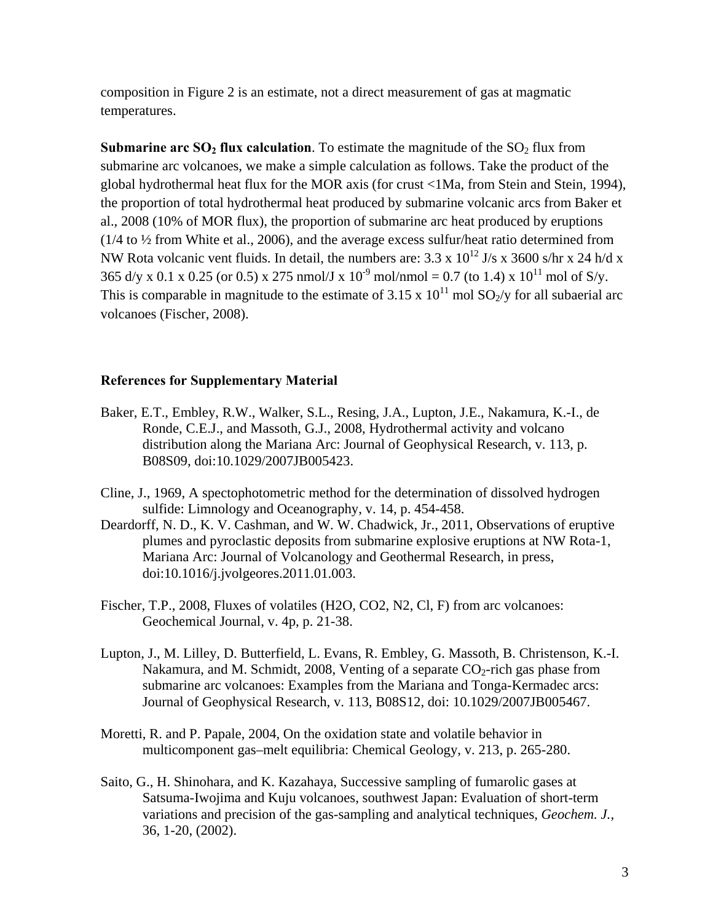composition in Figure 2 is an estimate, not a direct measurement of gas at magmatic temperatures.

**Submarine arc $SO_2$ flux calculation**. To estimate the magnitude of the $SO_2$ flux from submarine arc volcanoes, we make a simple calculation as follows. Take the product of the global hydrothermal heat flux for the MOR axis (for crust <1Ma, from Stein and Stein, 1994), the proportion of total hydrothermal heat produced by submarine volcanic arcs from Baker et al., 2008 (10% of MOR flux), the proportion of submarine arc heat produced by eruptions (1/4 to ½ from White et al., 2006), and the average excess sulfur/heat ratio determined from NW Rota volcanic vent fluids. In detail, the numbers are: $3.3 \times 10^{12}$ J/s x 3600 s/hr x 24 h/d x 365 d/y x 0.1 x 0.25 (or 0.5) x 275 nmol/J x $10^{-9}$ mol/nmol = 0.7 (to 1.4) x $10^{11}$ mol of S/y. This is comparable in magnitude to the estimate of $3.15 \times 10^{11}$ mol $SO_2$/y for all subaerial arc volcanoes (Fischer, 2008).

## References for Supplementary Material

Baker, E.T., Embley, R.W., Walker, S.L., Resing, J.A., Lupton, J.E., Nakamura, K.-I., de Ronde, C.E.J., and Massoth, G.J., 2008, Hydrothermal activity and volcano distribution along the Mariana Arc: Journal of Geophysical Research, v. 113, p. B08S09, doi:10.1029/2007JB005423.

Cline, J., 1969, A spectophotometric method for the determination of dissolved hydrogen sulfide: Limnology and Oceanography, v. 14, p. 454-458.

Deardorff, N. D., K. V. Cashman, and W. W. Chadwick, Jr., 2011, Observations of eruptive plumes and pyroclastic deposits from submarine explosive eruptions at NW Rota-1, Mariana Arc: Journal of Volcanology and Geothermal Research, in press, doi:10.1016/j.jvolgeores.2011.01.003.

Fischer, T.P., 2008, Fluxes of volatiles (H2O, CO2, N2, Cl, F) from arc volcanoes: Geochemical Journal, v. 4p, p. 21-38.

Lupton, J., M. Lilley, D. Butterfield, L. Evans, R. Embley, G. Massoth, B. Christenson, K.-I. Nakamura, and M. Schmidt, 2008, Venting of a separate $CO_2$-rich gas phase from submarine arc volcanoes: Examples from the Mariana and Tonga-Kermadec arcs: Journal of Geophysical Research, v. 113, B08S12, doi: 10.1029/2007JB005467.

Moretti, R. and P. Papale, 2004, On the oxidation state and volatile behavior in multicomponent gas–melt equilibria: Chemical Geology, v. 213, p. 265-280.

Saito, G., H. Shinohara, and K. Kazahaya, Successive sampling of fumarolic gases at Satsuma-Iwojima and Kuju volcanoes, southwest Japan: Evaluation of short-term variations and precision of the gas-sampling and analytical techniques, *Geochem. J.*, 36, 1-20, (2002).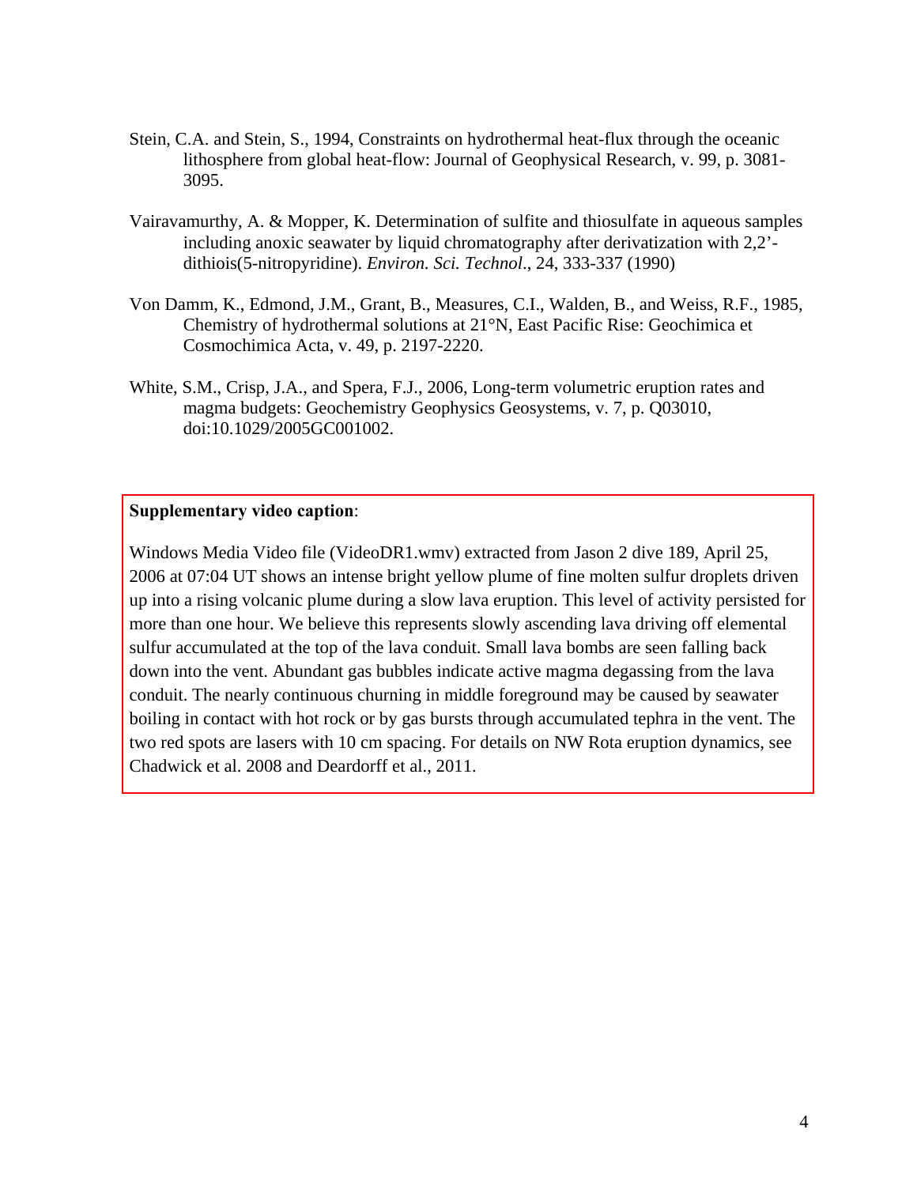Stein, C.A. and Stein, S., 1994, Constraints on hydrothermal heat-flux through the oceanic lithosphere from global heat-flow: Journal of Geophysical Research, v. 99, p. 3081-3095.

Vairavamurthy, A. & Mopper, K. Determination of sulfite and thiosulfate in aqueous samples including anoxic seawater by liquid chromatography after derivatization with 2,2'-dithiois(5-nitropyridine). *Environ. Sci. Technol*., 24, 333-337 (1990)

Von Damm, K., Edmond, J.M., Grant, B., Measures, C.I., Walden, B., and Weiss, R.F., 1985, Chemistry of hydrothermal solutions at 21°N, East Pacific Rise: Geochimica et Cosmochimica Acta, v. 49, p. 2197-2220.

White, S.M., Crisp, J.A., and Spera, F.J., 2006, Long-term volumetric eruption rates and magma budgets: Geochemistry Geophysics Geosystems, v. 7, p. Q03010, doi:10.1029/2005GC001002.

**Supplementary video caption**:

Windows Media Video file (VideoDR1.wmv) extracted from Jason 2 dive 189, April 25, 2006 at 07:04 UT shows an intense bright yellow plume of fine molten sulfur droplets driven up into a rising volcanic plume during a slow lava eruption. This level of activity persisted for more than one hour. We believe this represents slowly ascending lava driving off elemental sulfur accumulated at the top of the lava conduit. Small lava bombs are seen falling back down into the vent. Abundant gas bubbles indicate active magma degassing from the lava conduit. The nearly continuous churning in middle foreground may be caused by seawater boiling in contact with hot rock or by gas bursts through accumulated tephra in the vent. The two red spots are lasers with 10 cm spacing. For details on NW Rota eruption dynamics, see Chadwick et al. 2008 and Deardorff et al., 2011.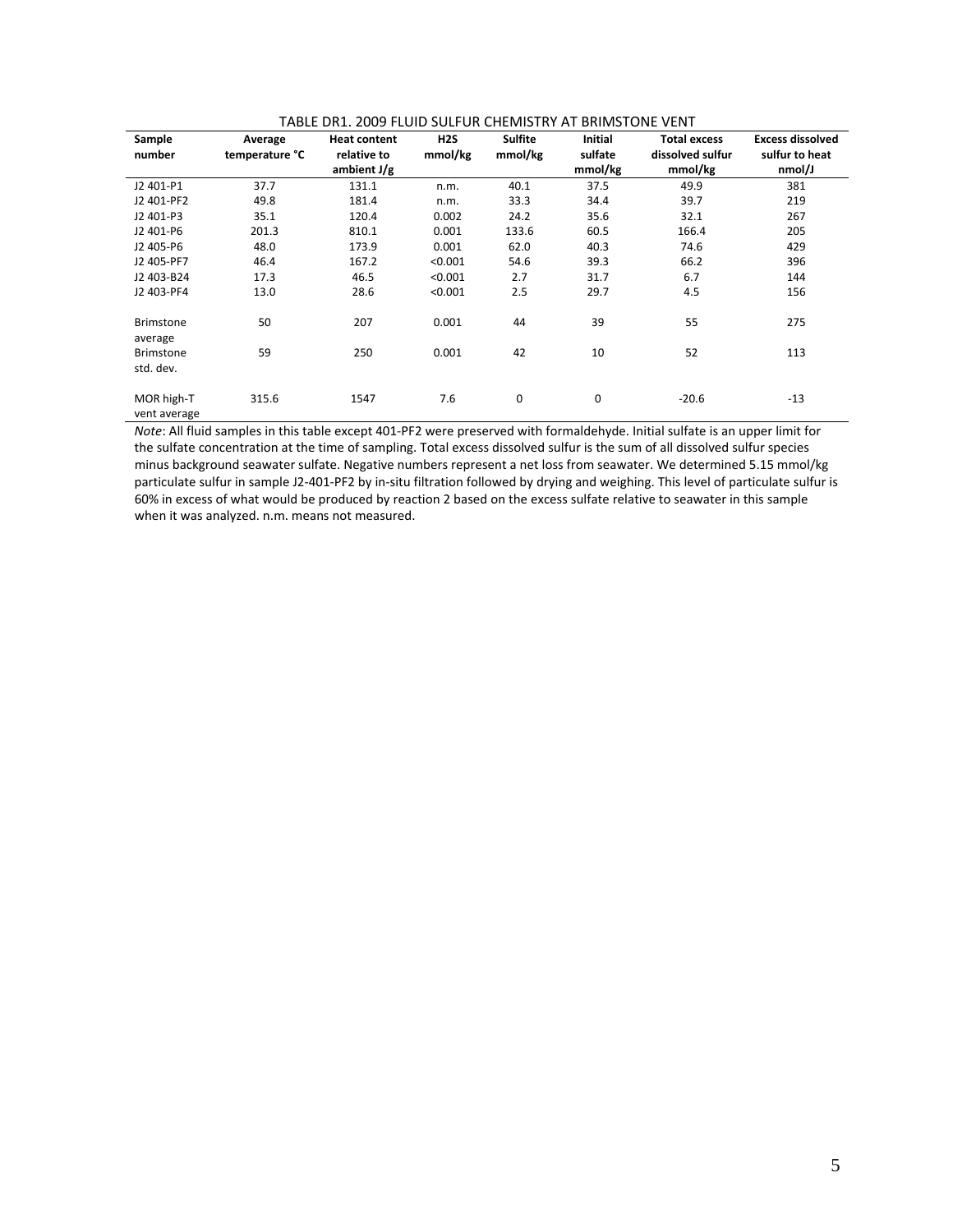TABLE DR1. 2009 FLUID SULFUR CHEMISTRY AT BRIMSTONE VENT

| Sample number | Average temperature °C | Heat content relative to ambient J/g | $H_2S$ mmol/kg | Sulfite mmol/kg | Initial sulfate mmol/kg | Total excess dissolved sulfur mmol/kg | Excess dissolved sulfur to heat nmol/J |
|---|---|---|---|---|---|---|---|
| J2 401-P1 | 37.7 | 131.1 | n.m. | 40.1 | 37.5 | 49.9 | 381 |
| J2 401-PF2 | 49.8 | 181.4 | n.m. | 33.3 | 34.4 | 39.7 | 219 |
| J2 401-P3 | 35.1 | 120.4 | 0.002 | 24.2 | 35.6 | 32.1 | 267 |
| J2 401-P6 | 201.3 | 810.1 | 0.001 | 133.6 | 60.5 | 166.4 | 205 |
| J2 405-P6 | 48.0 | 173.9 | 0.001 | 62.0 | 40.3 | 74.6 | 429 |
| J2 405-PF7 | 46.4 | 167.2 | <0.001 | 54.6 | 39.3 | 66.2 | 396 |
| J2 403-B24 | 17.3 | 46.5 | <0.001 | 2.7 | 31.7 | 6.7 | 144 |
| J2 403-PF4 | 13.0 | 28.6 | <0.001 | 2.5 | 29.7 | 4.5 | 156 |
| Brimstone average | 50 | 207 | 0.001 | 44 | 39 | 55 | 275 |
| Brimstone std. dev. | 59 | 250 | 0.001 | 42 | 10 | 52 | 113 |
| MOR high-T vent average | 315.6 | 1547 | 7.6 | 0 | 0 | -20.6 | -13 |

*Note*: All fluid samples in this table except 401-PF2 were preserved with formaldehyde. Initial sulfate is an upper limit for the sulfate concentration at the time of sampling. Total excess dissolved sulfur is the sum of all dissolved sulfur species minus background seawater sulfate. Negative numbers represent a net loss from seawater. We determined 5.15 mmol/kg particulate sulfur in sample J2-401-PF2 by in-situ filtration followed by drying and weighing. This level of particulate sulfur is 60% in excess of what would be produced by reaction 2 based on the excess sulfate relative to seawater in this sample when it was analyzed. n.m. means not measured.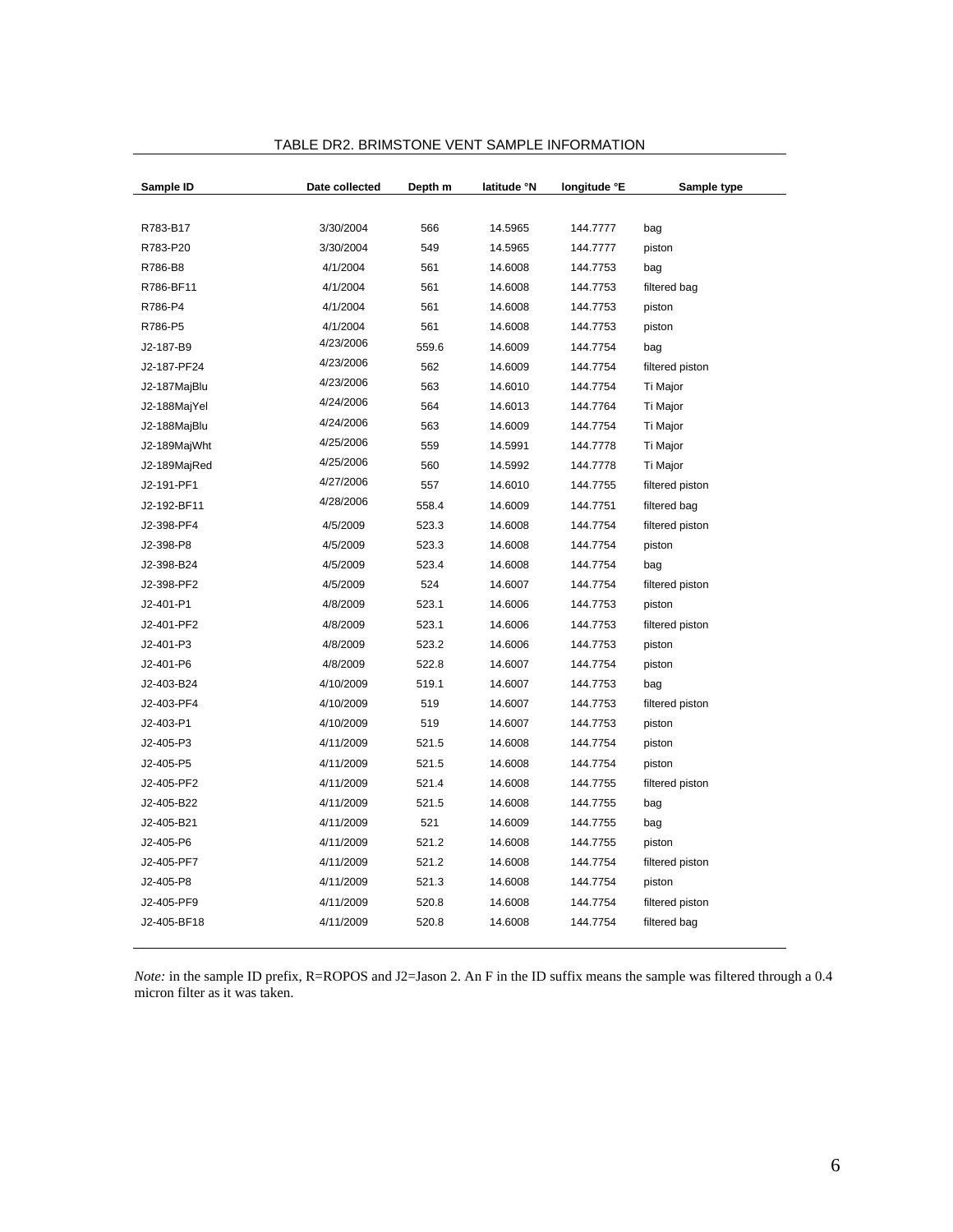TABLE DR2. BRIMSTONE VENT SAMPLE INFORMATION

| Sample ID | Date collected | Depth m | latitude °N | longitude °E | Sample type |
|---|---|---|---|---|---|
| R783-B17 | 3/30/2004 | 566 | 14.5965 | 144.7777 | bag |
| R783-P20 | 3/30/2004 | 549 | 14.5965 | 144.7777 | piston |
| R786-B8 | 4/1/2004 | 561 | 14.6008 | 144.7753 | bag |
| R786-BF11 | 4/1/2004 | 561 | 14.6008 | 144.7753 | filtered bag |
| R786-P4 | 4/1/2004 | 561 | 14.6008 | 144.7753 | piston |
| R786-P5 | 4/1/2004 | 561 | 14.6008 | 144.7753 | piston |
| J2-187-B9 | 4/23/2006 | 559.6 | 14.6009 | 144.7754 | bag |
| J2-187-PF24 | 4/23/2006 | 562 | 14.6009 | 144.7754 | filtered piston |
| J2-187MajBlu | 4/23/2006 | 563 | 14.6010 | 144.7754 | Ti Major |
| J2-188MajYel | 4/24/2006 | 564 | 14.6013 | 144.7764 | Ti Major |
| J2-188MajBlu | 4/24/2006 | 563 | 14.6009 | 144.7754 | Ti Major |
| J2-189MajWht | 4/25/2006 | 559 | 14.5991 | 144.7778 | Ti Major |
| J2-189MajRed | 4/25/2006 | 560 | 14.5992 | 144.7778 | Ti Major |
| J2-191-PF1 | 4/27/2006 | 557 | 14.6010 | 144.7755 | filtered piston |
| J2-192-BF11 | 4/28/2006 | 558.4 | 14.6009 | 144.7751 | filtered bag |
| J2-398-PF4 | 4/5/2009 | 523.3 | 14.6008 | 144.7754 | filtered piston |
| J2-398-P8 | 4/5/2009 | 523.3 | 14.6008 | 144.7754 | piston |
| J2-398-B24 | 4/5/2009 | 523.4 | 14.6008 | 144.7754 | bag |
| J2-398-PF2 | 4/5/2009 | 524 | 14.6007 | 144.7754 | filtered piston |
| J2-401-P1 | 4/8/2009 | 523.1 | 14.6006 | 144.7753 | piston |
| J2-401-PF2 | 4/8/2009 | 523.1 | 14.6006 | 144.7753 | filtered piston |
| J2-401-P3 | 4/8/2009 | 523.2 | 14.6006 | 144.7753 | piston |
| J2-401-P6 | 4/8/2009 | 522.8 | 14.6007 | 144.7754 | piston |
| J2-403-B24 | 4/10/2009 | 519.1 | 14.6007 | 144.7753 | bag |
| J2-403-PF4 | 4/10/2009 | 519 | 14.6007 | 144.7753 | filtered piston |
| J2-403-P1 | 4/10/2009 | 519 | 14.6007 | 144.7753 | piston |
| J2-405-P3 | 4/11/2009 | 521.5 | 14.6008 | 144.7754 | piston |
| J2-405-P5 | 4/11/2009 | 521.5 | 14.6008 | 144.7754 | piston |
| J2-405-PF2 | 4/11/2009 | 521.4 | 14.6008 | 144.7755 | filtered piston |
| J2-405-B22 | 4/11/2009 | 521.5 | 14.6008 | 144.7755 | bag |
| J2-405-B21 | 4/11/2009 | 521 | 14.6009 | 144.7755 | bag |
| J2-405-P6 | 4/11/2009 | 521.2 | 14.6008 | 144.7755 | piston |
| J2-405-PF7 | 4/11/2009 | 521.2 | 14.6008 | 144.7754 | filtered piston |
| J2-405-P8 | 4/11/2009 | 521.3 | 14.6008 | 144.7754 | piston |
| J2-405-PF9 | 4/11/2009 | 520.8 | 14.6008 | 144.7754 | filtered piston |
| J2-405-BF18 | 4/11/2009 | 520.8 | 14.6008 | 144.7754 | filtered bag |

*Note:* in the sample ID prefix, R=ROPOS and J2=Jason 2. An F in the ID suffix means the sample was filtered through a 0.4 micron filter as it was taken.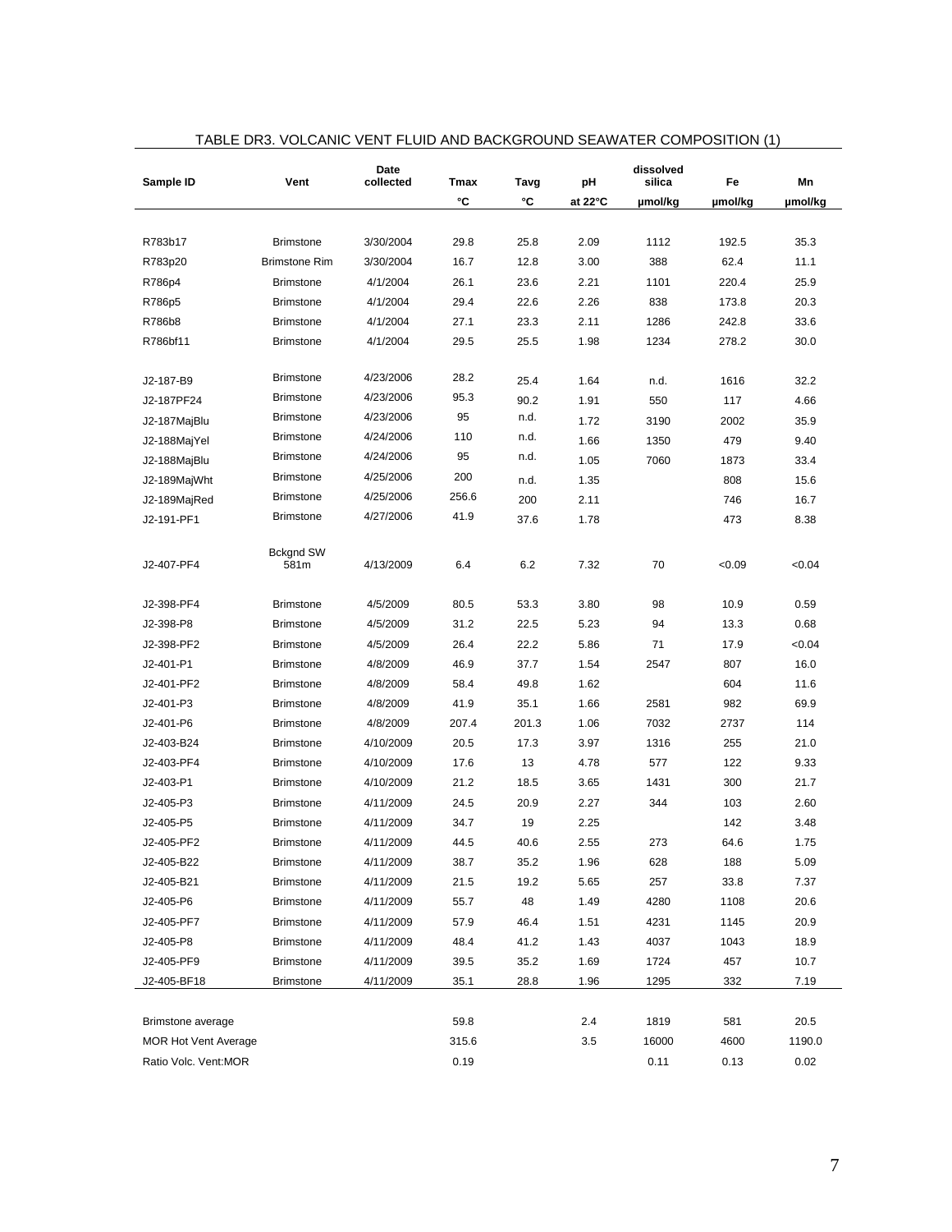TABLE DR3. VOLCANIC VENT FLUID AND BACKGROUND SEAWATER COMPOSITION (1)

| Sample ID | Vent | Date collected | Tmax | Tavg | pH | dissolved silica | Fe | Mn |
|---|---|---|---|---|---|---|---|---|
| | | | °C | °C | at 22°C | µmol/kg | µmol/kg | µmol/kg |
| R783b17 | Brimstone | 3/30/2004 | 29.8 | 25.8 | 2.09 | 1112 | 192.5 | 35.3 |
| R783p20 | Brimstone Rim | 3/30/2004 | 16.7 | 12.8 | 3.00 | 388 | 62.4 | 11.1 |
| R786p4 | Brimstone | 4/1/2004 | 26.1 | 23.6 | 2.21 | 1101 | 220.4 | 25.9 |
| R786p5 | Brimstone | 4/1/2004 | 29.4 | 22.6 | 2.26 | 838 | 173.8 | 20.3 |
| R786b8 | Brimstone | 4/1/2004 | 27.1 | 23.3 | 2.11 | 1286 | 242.8 | 33.6 |
| R786bf11 | Brimstone | 4/1/2004 | 29.5 | 25.5 | 1.98 | 1234 | 278.2 | 30.0 |
| J2-187-B9 | Brimstone | 4/23/2006 | 28.2 | 25.4 | 1.64 | n.d. | 1616 | 32.2 |
| J2-187PF24 | Brimstone | 4/23/2006 | 95.3 | 90.2 | 1.91 | 550 | 117 | 4.66 |
| J2-187MajBlu | Brimstone | 4/23/2006 | 95 | n.d. | 1.72 | 3190 | 2002 | 35.9 |
| J2-188MajYel | Brimstone | 4/24/2006 | 110 | n.d. | 1.66 | 1350 | 479 | 9.40 |
| J2-188MajBlu | Brimstone | 4/24/2006 | 95 | n.d. | 1.05 | 7060 | 1873 | 33.4 |
| J2-189MajWht | Brimstone | 4/25/2006 | 200 | n.d. | 1.35 | | 808 | 15.6 |
| J2-189MajRed | Brimstone | 4/25/2006 | 256.6 | 200 | 2.11 | | 746 | 16.7 |
| J2-191-PF1 | Brimstone | 4/27/2006 | 41.9 | 37.6 | 1.78 | | 473 | 8.38 |
| J2-407-PF4 | Bckgnd SW 581m | 4/13/2009 | 6.4 | 6.2 | 7.32 | 70 | <0.09 | <0.04 |
| J2-398-PF4 | Brimstone | 4/5/2009 | 80.5 | 53.3 | 3.80 | 98 | 10.9 | 0.59 |
| J2-398-P8 | Brimstone | 4/5/2009 | 31.2 | 22.5 | 5.23 | 94 | 13.3 | 0.68 |
| J2-398-PF2 | Brimstone | 4/5/2009 | 26.4 | 22.2 | 5.86 | 71 | 17.9 | <0.04 |
| J2-401-P1 | Brimstone | 4/8/2009 | 46.9 | 37.7 | 1.54 | 2547 | 807 | 16.0 |
| J2-401-PF2 | Brimstone | 4/8/2009 | 58.4 | 49.8 | 1.62 | | 604 | 11.6 |
| J2-401-P3 | Brimstone | 4/8/2009 | 41.9 | 35.1 | 1.66 | 2581 | 982 | 69.9 |
| J2-401-P6 | Brimstone | 4/8/2009 | 207.4 | 201.3 | 1.06 | 7032 | 2737 | 114 |
| J2-403-B24 | Brimstone | 4/10/2009 | 20.5 | 17.3 | 3.97 | 1316 | 255 | 21.0 |
| J2-403-PF4 | Brimstone | 4/10/2009 | 17.6 | 13 | 4.78 | 577 | 122 | 9.33 |
| J2-403-P1 | Brimstone | 4/10/2009 | 21.2 | 18.5 | 3.65 | 1431 | 300 | 21.7 |
| J2-405-P3 | Brimstone | 4/11/2009 | 24.5 | 20.9 | 2.27 | 344 | 103 | 2.60 |
| J2-405-P5 | Brimstone | 4/11/2009 | 34.7 | 19 | 2.25 | | 142 | 3.48 |
| J2-405-PF2 | Brimstone | 4/11/2009 | 44.5 | 40.6 | 2.55 | 273 | 64.6 | 1.75 |
| J2-405-B22 | Brimstone | 4/11/2009 | 38.7 | 35.2 | 1.96 | 628 | 188 | 5.09 |
| J2-405-B21 | Brimstone | 4/11/2009 | 21.5 | 19.2 | 5.65 | 257 | 33.8 | 7.37 |
| J2-405-P6 | Brimstone | 4/11/2009 | 55.7 | 48 | 1.49 | 4280 | 1108 | 20.6 |
| J2-405-PF7 | Brimstone | 4/11/2009 | 57.9 | 46.4 | 1.51 | 4231 | 1145 | 20.9 |
| J2-405-P8 | Brimstone | 4/11/2009 | 48.4 | 41.2 | 1.43 | 4037 | 1043 | 18.9 |
| J2-405-PF9 | Brimstone | 4/11/2009 | 39.5 | 35.2 | 1.69 | 1724 | 457 | 10.7 |
| J2-405-BF18 | Brimstone | 4/11/2009 | 35.1 | 28.8 | 1.96 | 1295 | 332 | 7.19 |
| Brimstone average | | | 59.8 | | 2.4 | 1819 | 581 | 20.5 |
| MOR Hot Vent Average | | | 315.6 | | 3.5 | 16000 | 4600 | 1190.0 |
| Ratio Volc. Vent:MOR | | | 0.19 | | | 0.11 | 0.13 | 0.02 |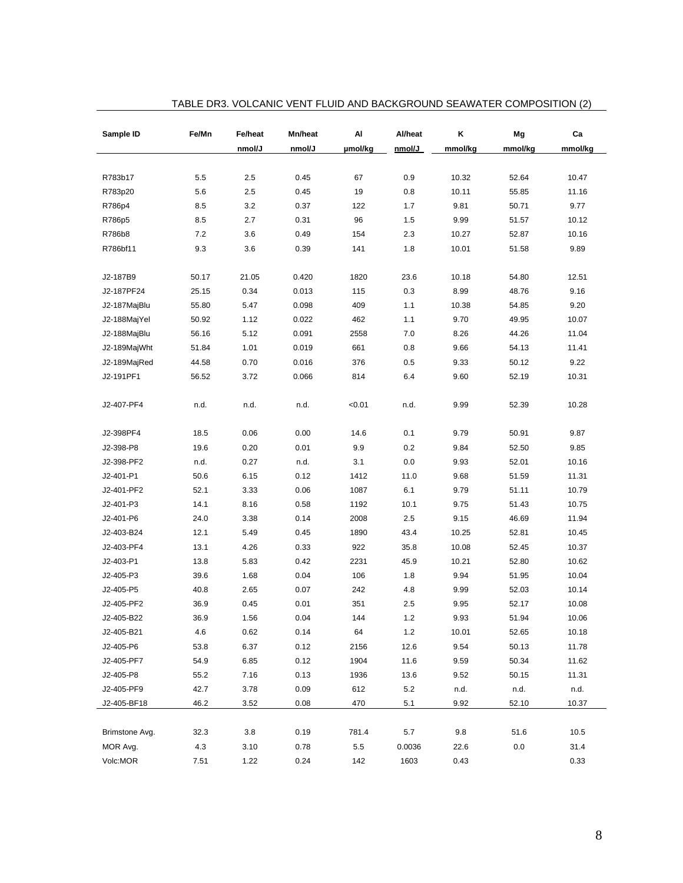TABLE DR3. VOLCANIC VENT FLUID AND BACKGROUND SEAWATER COMPOSITION (2)

| Sample ID | Fe/Mn | Fe/heat | Mn/heat | Al | Al/heat | K | Mg | Ca |
|---|---|---|---|---|---|---|---|---|
| | | nmol/J | nmol/J | µmol/kg | nmol/J | mmol/kg | mmol/kg | mmol/kg |
| R783b17 | 5.5 | 2.5 | 0.45 | 67 | 0.9 | 10.32 | 52.64 | 10.47 |
| R783p20 | 5.6 | 2.5 | 0.45 | 19 | 0.8 | 10.11 | 55.85 | 11.16 |
| R786p4 | 8.5 | 3.2 | 0.37 | 122 | 1.7 | 9.81 | 50.71 | 9.77 |
| R786p5 | 8.5 | 2.7 | 0.31 | 96 | 1.5 | 9.99 | 51.57 | 10.12 |
| R786b8 | 7.2 | 3.6 | 0.49 | 154 | 2.3 | 10.27 | 52.87 | 10.16 |
| R786bf11 | 9.3 | 3.6 | 0.39 | 141 | 1.8 | 10.01 | 51.58 | 9.89 |
| J2-187B9 | 50.17 | 21.05 | 0.420 | 1820 | 23.6 | 10.18 | 54.80 | 12.51 |
| J2-187PF24 | 25.15 | 0.34 | 0.013 | 115 | 0.3 | 8.99 | 48.76 | 9.16 |
| J2-187MajBlu | 55.80 | 5.47 | 0.098 | 409 | 1.1 | 10.38 | 54.85 | 9.20 |
| J2-188MajYel | 50.92 | 1.12 | 0.022 | 462 | 1.1 | 9.70 | 49.95 | 10.07 |
| J2-188MajBlu | 56.16 | 5.12 | 0.091 | 2558 | 7.0 | 8.26 | 44.26 | 11.04 |
| J2-189MajWht | 51.84 | 1.01 | 0.019 | 661 | 0.8 | 9.66 | 54.13 | 11.41 |
| J2-189MajRed | 44.58 | 0.70 | 0.016 | 376 | 0.5 | 9.33 | 50.12 | 9.22 |
| J2-191PF1 | 56.52 | 3.72 | 0.066 | 814 | 6.4 | 9.60 | 52.19 | 10.31 |
| J2-407-PF4 | n.d. | n.d. | n.d. | <0.01 | n.d. | 9.99 | 52.39 | 10.28 |
| J2-398PF4 | 18.5 | 0.06 | 0.00 | 14.6 | 0.1 | 9.79 | 50.91 | 9.87 |
| J2-398-P8 | 19.6 | 0.20 | 0.01 | 9.9 | 0.2 | 9.84 | 52.50 | 9.85 |
| J2-398-PF2 | n.d. | 0.27 | n.d. | 3.1 | 0.0 | 9.93 | 52.01 | 10.16 |
| J2-401-P1 | 50.6 | 6.15 | 0.12 | 1412 | 11.0 | 9.68 | 51.59 | 11.31 |
| J2-401-PF2 | 52.1 | 3.33 | 0.06 | 1087 | 6.1 | 9.79 | 51.11 | 10.79 |
| J2-401-P3 | 14.1 | 8.16 | 0.58 | 1192 | 10.1 | 9.75 | 51.43 | 10.75 |
| J2-401-P6 | 24.0 | 3.38 | 0.14 | 2008 | 2.5 | 9.15 | 46.69 | 11.94 |
| J2-403-B24 | 12.1 | 5.49 | 0.45 | 1890 | 43.4 | 10.25 | 52.81 | 10.45 |
| J2-403-PF4 | 13.1 | 4.26 | 0.33 | 922 | 35.8 | 10.08 | 52.45 | 10.37 |
| J2-403-P1 | 13.8 | 5.83 | 0.42 | 2231 | 45.9 | 10.21 | 52.80 | 10.62 |
| J2-405-P3 | 39.6 | 1.68 | 0.04 | 106 | 1.8 | 9.94 | 51.95 | 10.04 |
| J2-405-P5 | 40.8 | 2.65 | 0.07 | 242 | 4.8 | 9.99 | 52.03 | 10.14 |
| J2-405-PF2 | 36.9 | 0.45 | 0.01 | 351 | 2.5 | 9.95 | 52.17 | 10.08 |
| J2-405-B22 | 36.9 | 1.56 | 0.04 | 144 | 1.2 | 9.93 | 51.94 | 10.06 |
| J2-405-B21 | 4.6 | 0.62 | 0.14 | 64 | 1.2 | 10.01 | 52.65 | 10.18 |
| J2-405-P6 | 53.8 | 6.37 | 0.12 | 2156 | 12.6 | 9.54 | 50.13 | 11.78 |
| J2-405-PF7 | 54.9 | 6.85 | 0.12 | 1904 | 11.6 | 9.59 | 50.34 | 11.62 |
| J2-405-P8 | 55.2 | 7.16 | 0.13 | 1936 | 13.6 | 9.52 | 50.15 | 11.31 |
| J2-405-PF9 | 42.7 | 3.78 | 0.09 | 612 | 5.2 | n.d. | n.d. | n.d. |
| J2-405-BF18 | 46.2 | 3.52 | 0.08 | 470 | 5.1 | 9.92 | 52.10 | 10.37 |
| Brimstone Avg. | 32.3 | 3.8 | 0.19 | 781.4 | 5.7 | 9.8 | 51.6 | 10.5 |
| MOR Avg. | 4.3 | 3.10 | 0.78 | 5.5 | 0.0036 | 22.6 | 0.0 | 31.4 |
| Volc:MOR | 7.51 | 1.22 | 0.24 | 142 | 1603 | 0.43 | | 0.33 |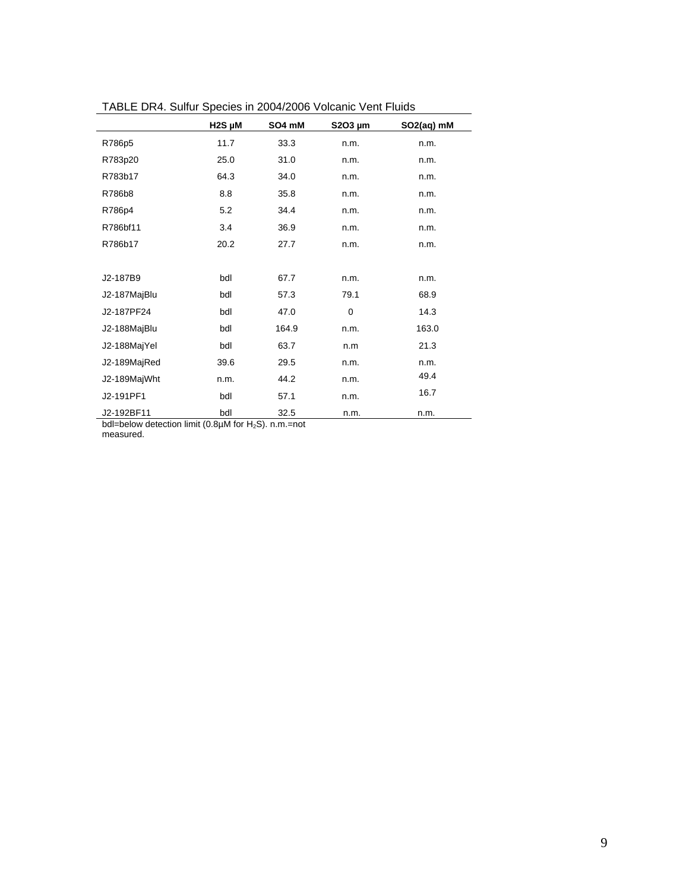TABLE DR4. Sulfur Species in 2004/2006 Volcanic Vent Fluids

| | $H_2S$ µM | $SO_4$ mM | $S_2O_3$ µm | $SO_2$(aq) mM |
|---|---|---|---|---|
| R786p5 | 11.7 | 33.3 | n.m. | n.m. |
| R783p20 | 25.0 | 31.0 | n.m. | n.m. |
| R783b17 | 64.3 | 34.0 | n.m. | n.m. |
| R786b8 | 8.8 | 35.8 | n.m. | n.m. |
| R786p4 | 5.2 | 34.4 | n.m. | n.m. |
| R786bf11 | 3.4 | 36.9 | n.m. | n.m. |
| R786b17 | 20.2 | 27.7 | n.m. | n.m. |
| | | | | |
| J2-187B9 | bdl | 67.7 | n.m. | n.m. |
| J2-187MajBlu | bdl | 57.3 | 79.1 | 68.9 |
| J2-187PF24 | bdl | 47.0 | 0 | 14.3 |
| J2-188MajBlu | bdl | 164.9 | n.m. | 163.0 |
| J2-188MajYel | bdl | 63.7 | n.m | 21.3 |
| J2-189MajRed | 39.6 | 29.5 | n.m. | n.m. |
| J2-189MajWht | n.m. | 44.2 | n.m. | 49.4 |
| J2-191PF1 | bdl | 57.1 | n.m. | 16.7 |
| J2-192BF11 | bdl | 32.5 | n.m. | n.m. |

bdl=below detection limit (0.8µM for $H_2S$). n.m.=not measured.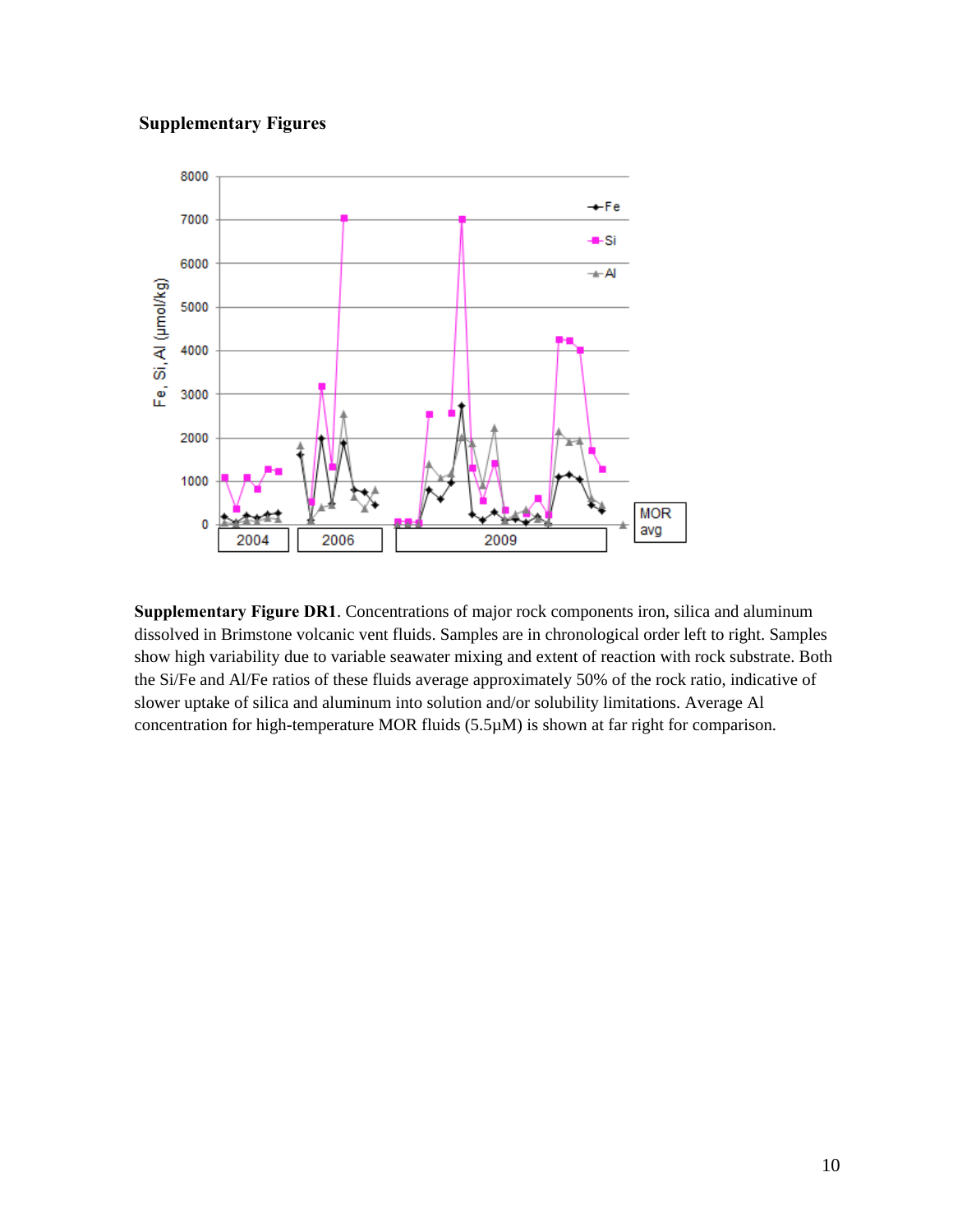## Supplementary Figures

**Supplementary Figure DR1**. Concentrations of major rock components iron, silica and aluminum dissolved in Brimstone volcanic vent fluids. Samples are in chronological order left to right. Samples show high variability due to variable seawater mixing and extent of reaction with rock substrate. Both the Si/Fe and Al/Fe ratios of these fluids average approximately 50% of the rock ratio, indicative of slower uptake of silica and aluminum into solution and/or solubility limitations. Average Al concentration for high-temperature MOR fluids (5.5µM) is shown at far right for comparison.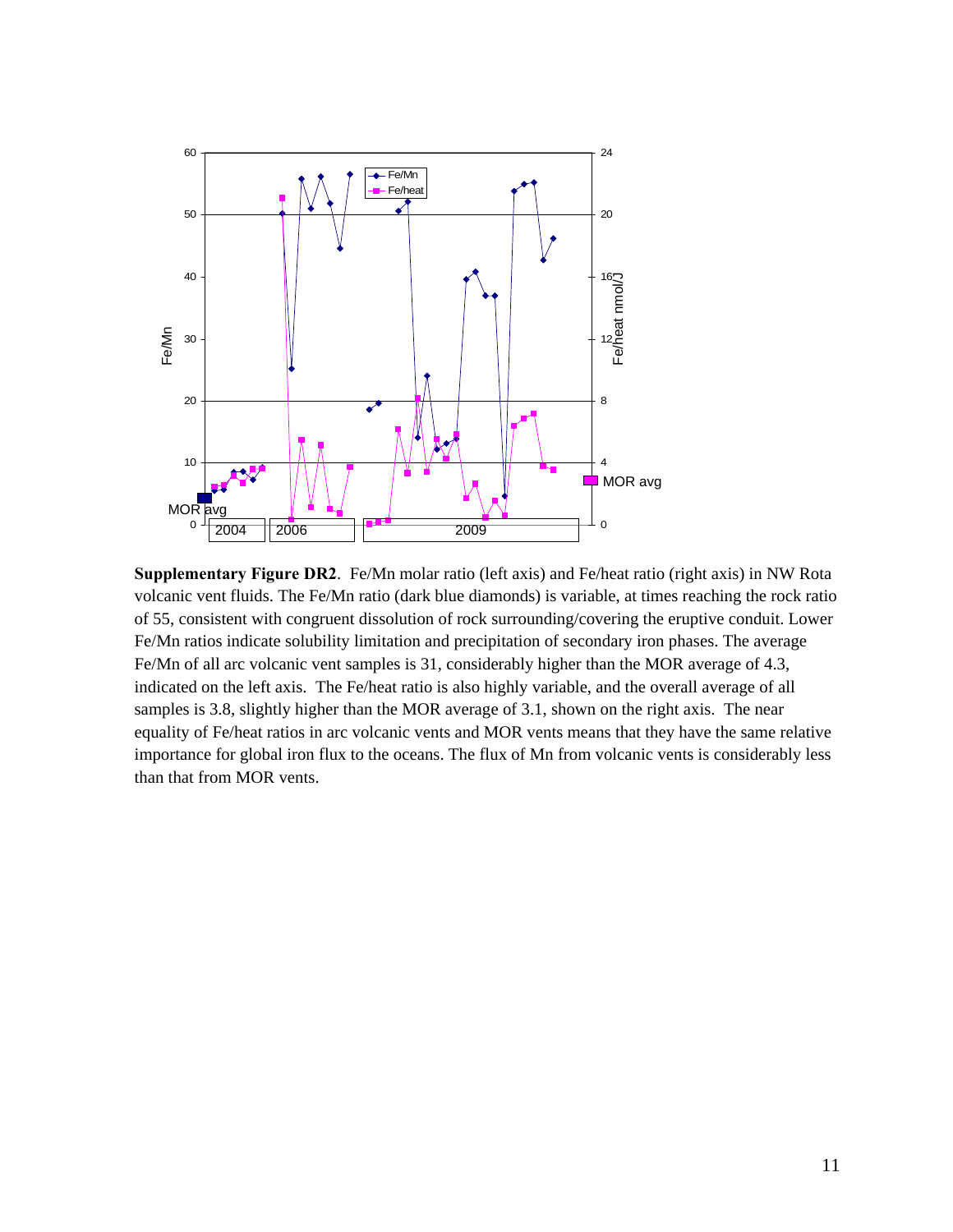**Supplementary Figure DR2**. Fe/Mn molar ratio (left axis) and Fe/heat ratio (right axis) in NW Rota volcanic vent fluids. The Fe/Mn ratio (dark blue diamonds) is variable, at times reaching the rock ratio of 55, consistent with congruent dissolution of rock surrounding/covering the eruptive conduit. Lower Fe/Mn ratios indicate solubility limitation and precipitation of secondary iron phases. The average Fe/Mn of all arc volcanic vent samples is 31, considerably higher than the MOR average of 4.3, indicated on the left axis. The Fe/heat ratio is also highly variable, and the overall average of all samples is 3.8, slightly higher than the MOR average of 3.1, shown on the right axis. The near equality of Fe/heat ratios in arc volcanic vents and MOR vents means that they have the same relative importance for global iron flux to the oceans. The flux of Mn from volcanic vents is considerably less than that from MOR vents.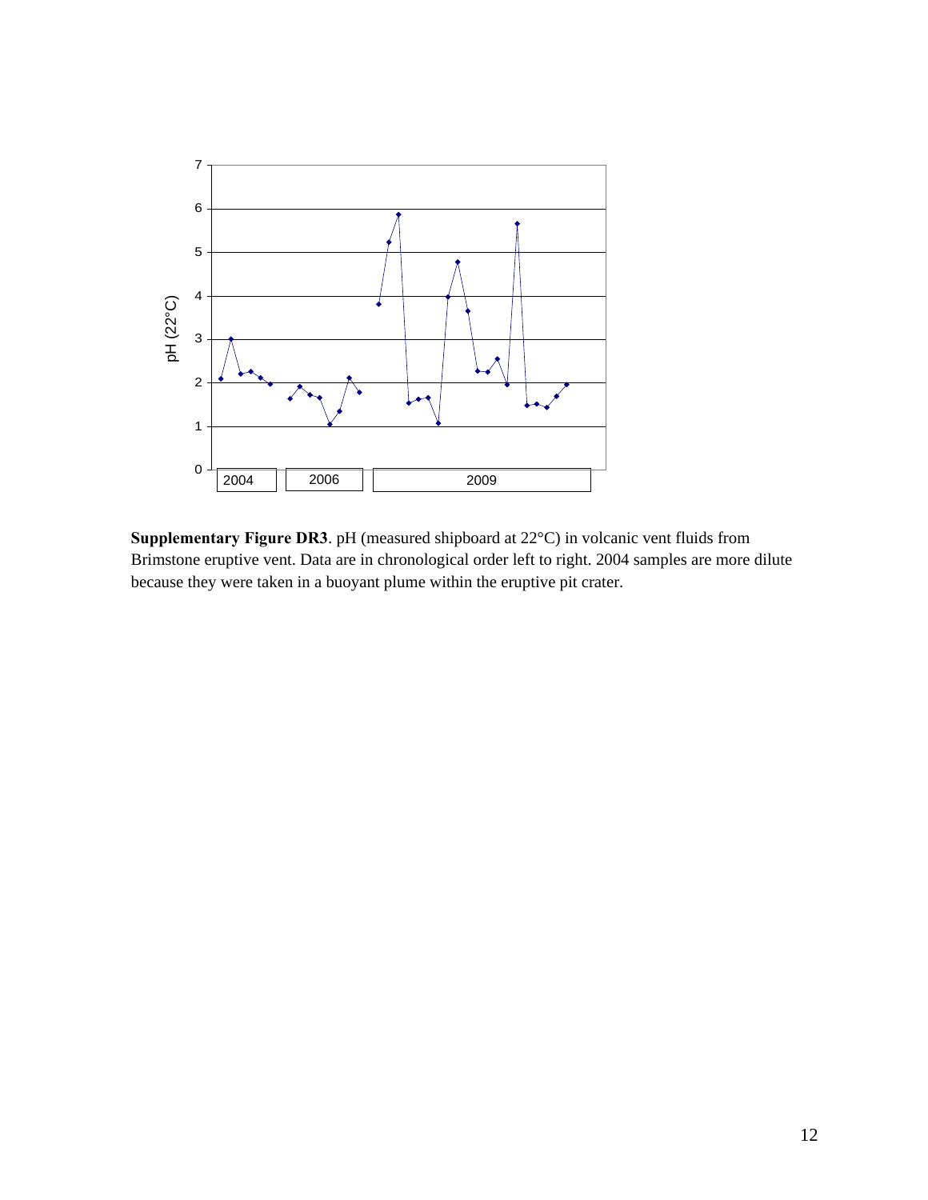**Supplementary Figure DR3**. pH (measured shipboard at 22°C) in volcanic vent fluids from Brimstone eruptive vent. Data are in chronological order left to right. 2004 samples are more dilute because they were taken in a buoyant plume within the eruptive pit crater.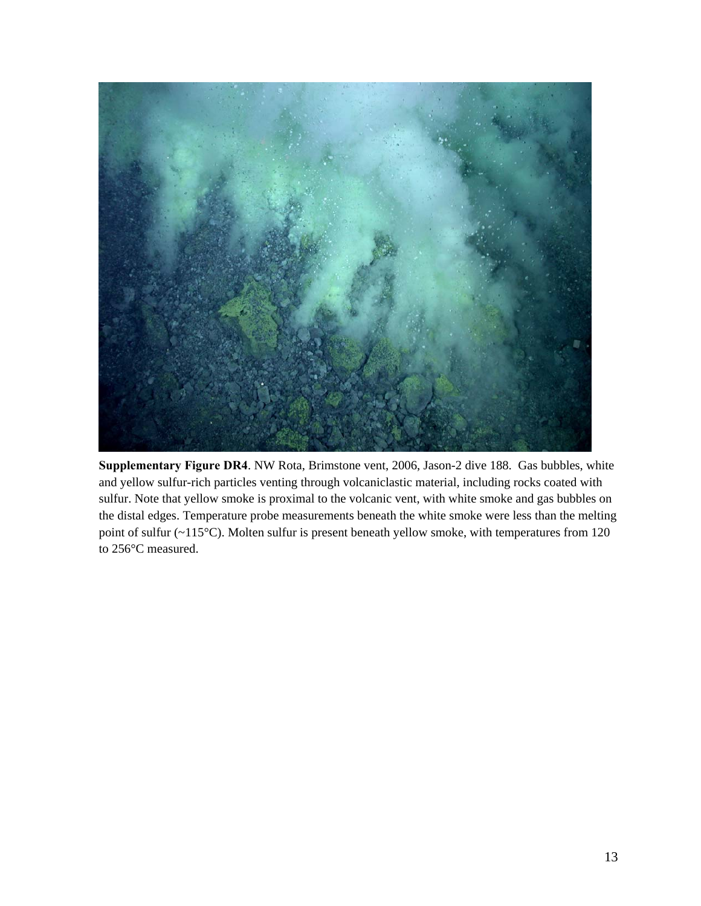**Supplementary Figure DR4**. NW Rota, Brimstone vent, 2006, Jason-2 dive 188. Gas bubbles, white and yellow sulfur-rich particles venting through volcaniclastic material, including rocks coated with sulfur. Note that yellow smoke is proximal to the volcanic vent, with white smoke and gas bubbles on the distal edges. Temperature probe measurements beneath the white smoke were less than the melting point of sulfur (~115°C). Molten sulfur is present beneath yellow smoke, with temperatures from 120 to 256°C measured.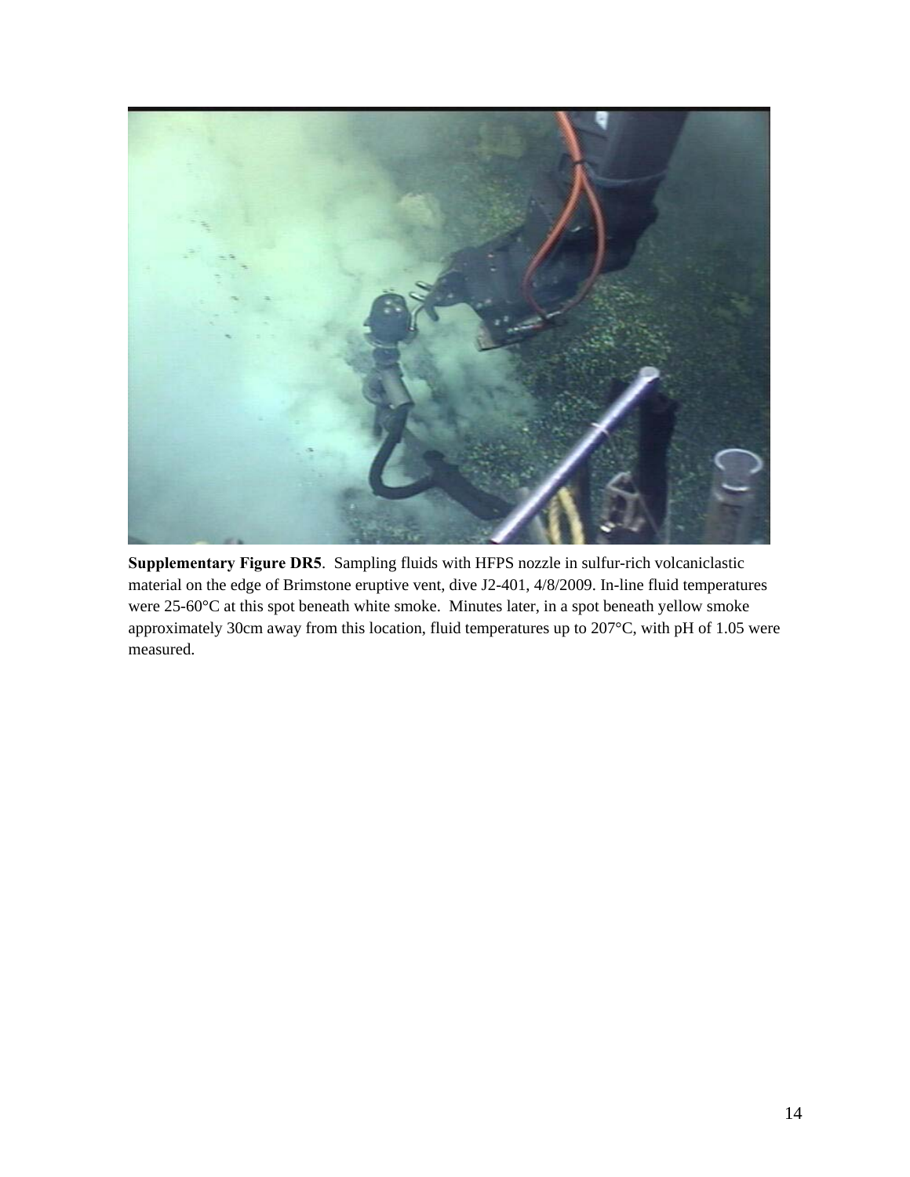**Supplementary Figure DR5**. Sampling fluids with HFPS nozzle in sulfur-rich volcaniclastic material on the edge of Brimstone eruptive vent, dive J2-401, 4/8/2009. In-line fluid temperatures were 25-60°C at this spot beneath white smoke. Minutes later, in a spot beneath yellow smoke approximately 30cm away from this location, fluid temperatures up to 207°C, with pH of 1.05 were measured.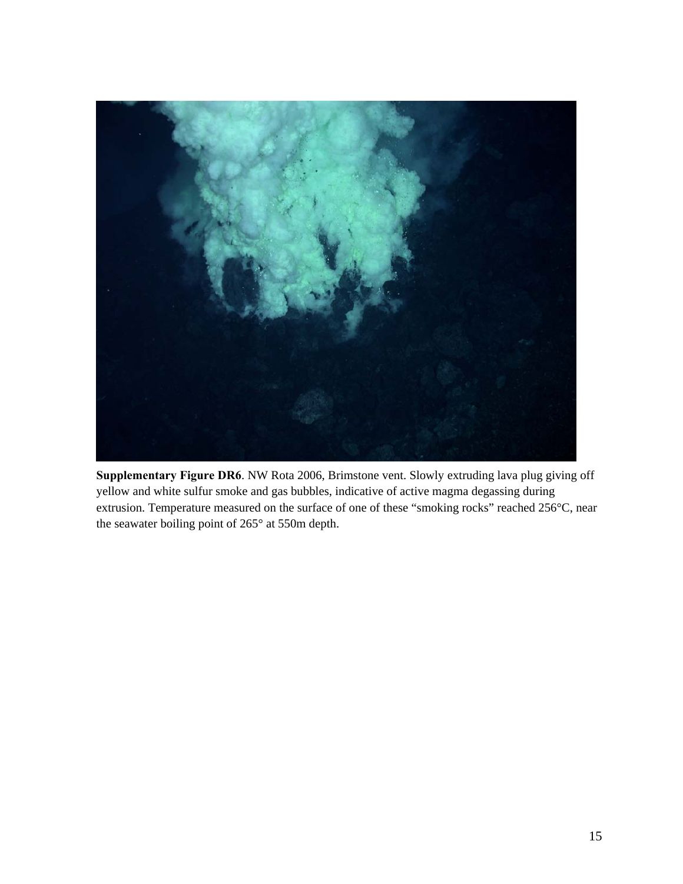**Supplementary Figure DR6**. NW Rota 2006, Brimstone vent. Slowly extruding lava plug giving off yellow and white sulfur smoke and gas bubbles, indicative of active magma degassing during extrusion. Temperature measured on the surface of one of these "smoking rocks" reached 256°C, near the seawater boiling point of 265° at 550m depth.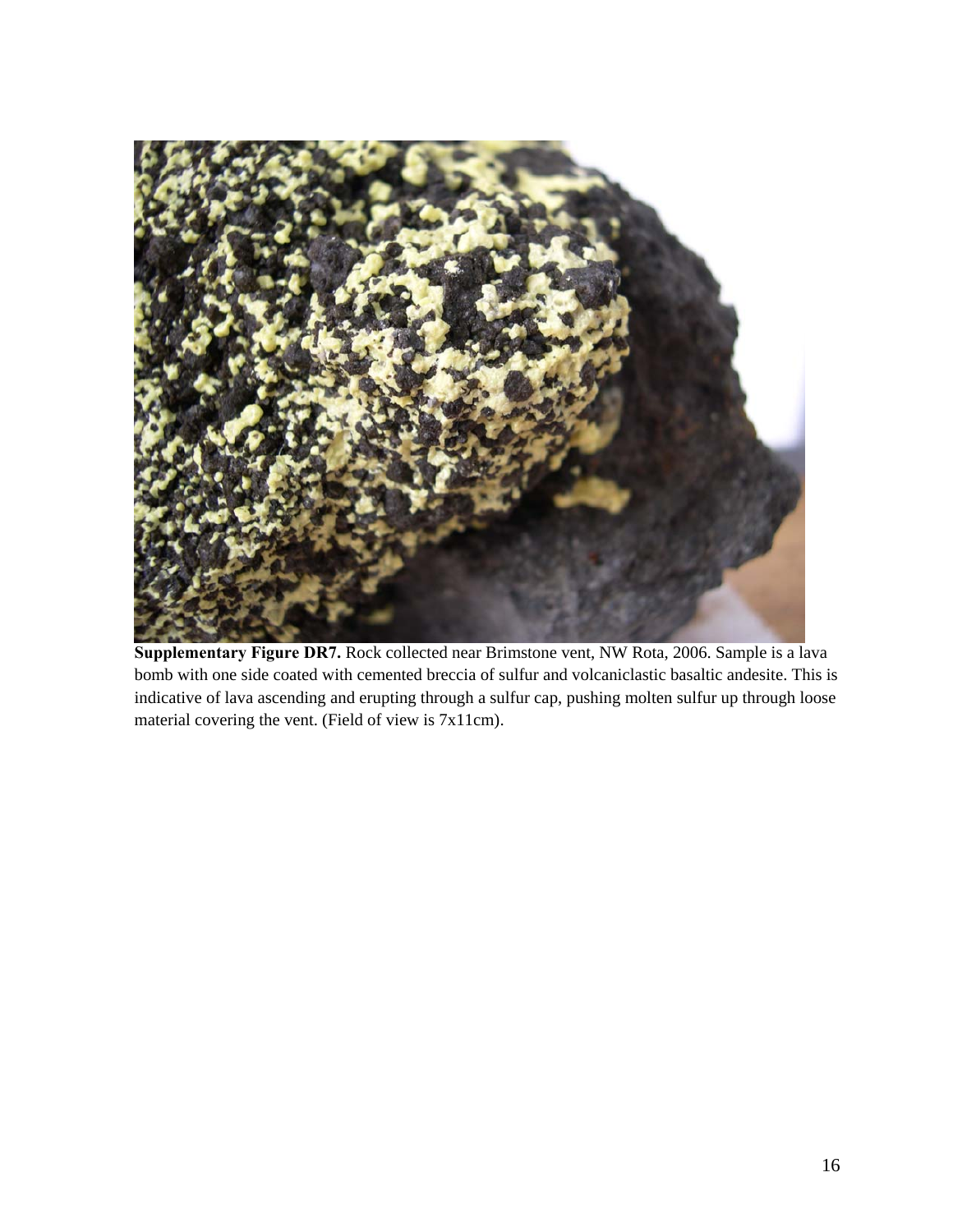**Supplementary Figure DR7.** Rock collected near Brimstone vent, NW Rota, 2006. Sample is a lava bomb with one side coated with cemented breccia of sulfur and volcaniclastic basaltic andesite. This is indicative of lava ascending and erupting through a sulfur cap, pushing molten sulfur up through loose material covering the vent. (Field of view is 7x11cm).